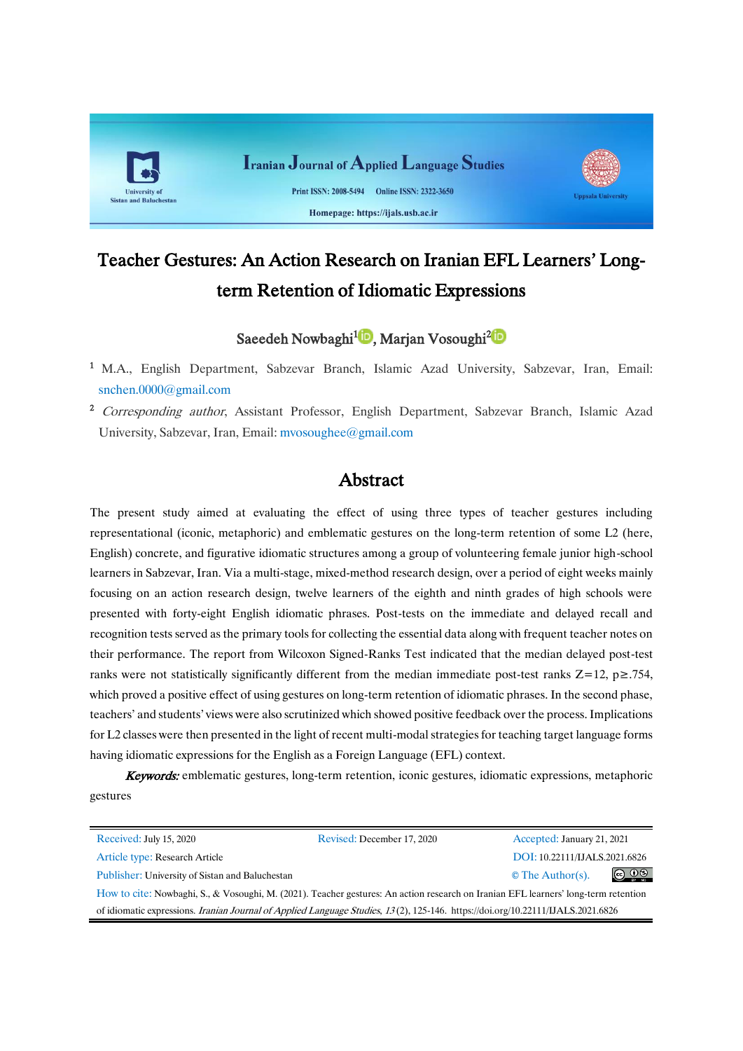Iranian Journal of Applied Language Studies

Print ISSN: 2008-5494 Online ISSN: 2322-3650

Homepage: https://ijals.usb.ac.ir

University of Sistan and Baluchestan

Uppsala University

# Teacher Gestures: An Action Research on Iranian EFL Learners' Long-term Retention of Idiomatic Expressions

Saeedeh Nowbaghi[1], Marjan Vosoughi[2]

[1] M.A., English Department, Sabzevar Branch, Islamic Azad University, Sabzevar, Iran, Email: snchen.0000@gmail.com

[2] *Corresponding author*, Assistant Professor, English Department, Sabzevar Branch, Islamic Azad University, Sabzevar, Iran, Email: mvosoughee@gmail.com

## Abstract

The present study aimed at evaluating the effect of using three types of teacher gestures including representational (iconic, metaphoric) and emblematic gestures on the long-term retention of some L2 (here, English) concrete, and figurative idiomatic structures among a group of volunteering female junior high-school learners in Sabzevar, Iran. Via a multi-stage, mixed-method research design, over a period of eight weeks mainly focusing on an action research design, twelve learners of the eighth and ninth grades of high schools were presented with forty-eight English idiomatic phrases. Post-tests on the immediate and delayed recall and recognition tests served as the primary tools for collecting the essential data along with frequent teacher notes on their performance. The report from Wilcoxon Signed-Ranks Test indicated that the median delayed post-test ranks were not statistically significantly different from the median immediate post-test ranks $Z=12$, $p\geq.754$, which proved a positive effect of using gestures on long-term retention of idiomatic phrases. In the second phase, teachers' and students' views were also scrutinized which showed positive feedback over the process. Implications for L2 classes were then presented in the light of recent multi-modal strategies for teaching target language forms having idiomatic expressions for the English as a Foreign Language (EFL) context.

***Keywords:*** emblematic gestures, long-term retention, iconic gestures, idiomatic expressions, metaphoric gestures

Received: July 15, 2020 Revised: December 17, 2020 Accepted: January 21, 2021

Article type: Research Article DOI: 10.22111/IJALS.2021.6826

Publisher: University of Sistan and Baluchestan © The Author(s).

How to cite: Nowbaghi, S., & Vosoughi, M. (2021). Teacher gestures: An action research on Iranian EFL learners' long-term retention of idiomatic expressions. *Iranian Journal of Applied Language Studies*, *13* (2), 125-146. https://doi.org/10.22111/IJALS.2021.6826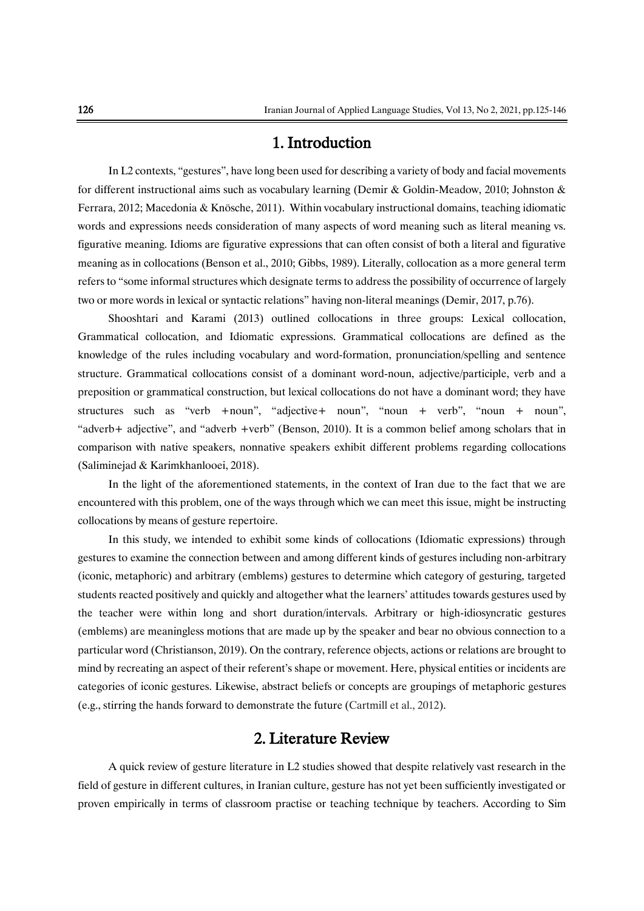## 1. Introduction

In L2 contexts, "gestures", have long been used for describing a variety of body and facial movements for different instructional aims such as vocabulary learning (Demir & Goldin-Meadow, 2010; Johnston & Ferrara, 2012; Macedonia & Knösche, 2011). Within vocabulary instructional domains, teaching idiomatic words and expressions needs consideration of many aspects of word meaning such as literal meaning vs. figurative meaning. Idioms are figurative expressions that can often consist of both a literal and figurative meaning as in collocations (Benson et al., 2010; Gibbs, 1989). Literally, collocation as a more general term refers to "some informal structures which designate terms to address the possibility of occurrence of largely two or more words in lexical or syntactic relations" having non-literal meanings (Demir, 2017, p.76).

Shooshtari and Karami (2013) outlined collocations in three groups: Lexical collocation, Grammatical collocation, and Idiomatic expressions. Grammatical collocations are defined as the knowledge of the rules including vocabulary and word-formation, pronunciation/spelling and sentence structure. Grammatical collocations consist of a dominant word-noun, adjective/participle, verb and a preposition or grammatical construction, but lexical collocations do not have a dominant word; they have structures such as "verb +noun", "adjective+ noun", "noun + verb", "noun + noun", "adverb+ adjective", and "adverb +verb" (Benson, 2010). It is a common belief among scholars that in comparison with native speakers, nonnative speakers exhibit different problems regarding collocations (Saliminejad & Karimkhanlooei, 2018).

In the light of the aforementioned statements, in the context of Iran due to the fact that we are encountered with this problem, one of the ways through which we can meet this issue, might be instructing collocations by means of gesture repertoire.

In this study, we intended to exhibit some kinds of collocations (Idiomatic expressions) through gestures to examine the connection between and among different kinds of gestures including non-arbitrary (iconic, metaphoric) and arbitrary (emblems) gestures to determine which category of gesturing, targeted students reacted positively and quickly and altogether what the learners' attitudes towards gestures used by the teacher were within long and short duration/intervals. Arbitrary or high-idiosyncratic gestures (emblems) are meaningless motions that are made up by the speaker and bear no obvious connection to a particular word (Christianson, 2019). On the contrary, reference objects, actions or relations are brought to mind by recreating an aspect of their referent's shape or movement. Here, physical entities or incidents are categories of iconic gestures. Likewise, abstract beliefs or concepts are groupings of metaphoric gestures (e.g., stirring the hands forward to demonstrate the future (Cartmill et al., 2012).

## 2. Literature Review

A quick review of gesture literature in L2 studies showed that despite relatively vast research in the field of gesture in different cultures, in Iranian culture, gesture has not yet been sufficiently investigated or proven empirically in terms of classroom practise or teaching technique by teachers. According to Sim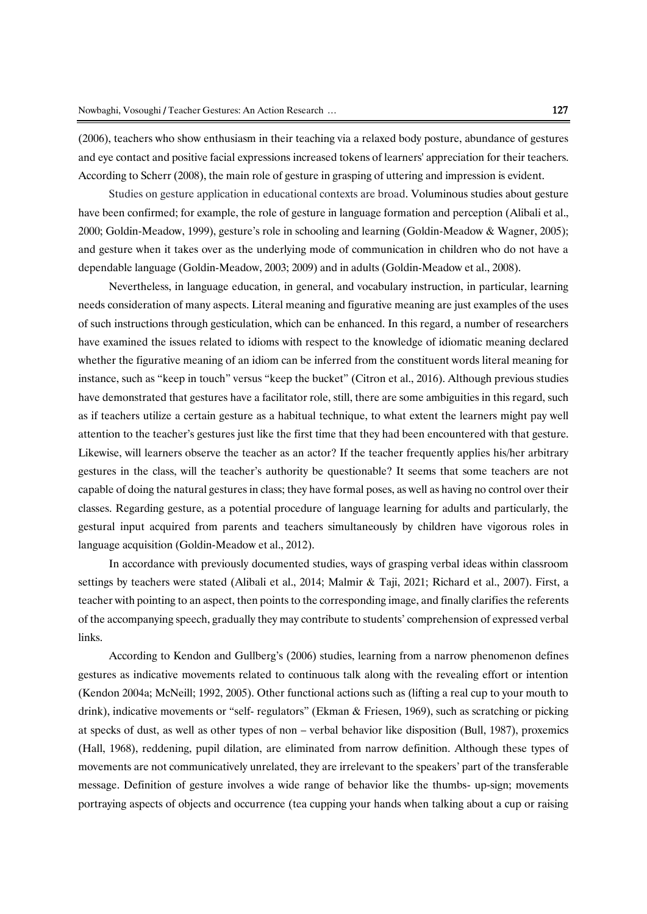(2006), teachers who show enthusiasm in their teaching via a relaxed body posture, abundance of gestures and eye contact and positive facial expressions increased tokens of learners' appreciation for their teachers. According to Scherr (2008), the main role of gesture in grasping of uttering and impression is evident.

Studies on gesture application in educational contexts are broad. Voluminous studies about gesture have been confirmed; for example, the role of gesture in language formation and perception (Alibali et al., 2000; Goldin-Meadow, 1999), gesture's role in schooling and learning (Goldin-Meadow & Wagner, 2005); and gesture when it takes over as the underlying mode of communication in children who do not have a dependable language (Goldin-Meadow, 2003; 2009) and in adults (Goldin-Meadow et al., 2008).

Nevertheless, in language education, in general, and vocabulary instruction, in particular, learning needs consideration of many aspects. Literal meaning and figurative meaning are just examples of the uses of such instructions through gesticulation, which can be enhanced. In this regard, a number of researchers have examined the issues related to idioms with respect to the knowledge of idiomatic meaning declared whether the figurative meaning of an idiom can be inferred from the constituent words literal meaning for instance, such as "keep in touch" versus "keep the bucket" (Citron et al., 2016). Although previous studies have demonstrated that gestures have a facilitator role, still, there are some ambiguities in this regard, such as if teachers utilize a certain gesture as a habitual technique, to what extent the learners might pay well attention to the teacher's gestures just like the first time that they had been encountered with that gesture. Likewise, will learners observe the teacher as an actor? If the teacher frequently applies his/her arbitrary gestures in the class, will the teacher's authority be questionable? It seems that some teachers are not capable of doing the natural gestures in class; they have formal poses, as well as having no control over their classes. Regarding gesture, as a potential procedure of language learning for adults and particularly, the gestural input acquired from parents and teachers simultaneously by children have vigorous roles in language acquisition (Goldin-Meadow et al., 2012).

In accordance with previously documented studies, ways of grasping verbal ideas within classroom settings by teachers were stated (Alibali et al., 2014; Malmir & Taji, 2021; Richard et al., 2007). First, a teacher with pointing to an aspect, then points to the corresponding image, and finally clarifies the referents of the accompanying speech, gradually they may contribute to students' comprehension of expressed verbal links.

According to Kendon and Gullberg's (2006) studies, learning from a narrow phenomenon defines gestures as indicative movements related to continuous talk along with the revealing effort or intention (Kendon 2004a; McNeill; 1992, 2005). Other functional actions such as (lifting a real cup to your mouth to drink), indicative movements or "self- regulators" (Ekman & Friesen, 1969), such as scratching or picking at specks of dust, as well as other types of non – verbal behavior like disposition (Bull, 1987), proxemics (Hall, 1968), reddening, pupil dilation, are eliminated from narrow definition. Although these types of movements are not communicatively unrelated, they are irrelevant to the speakers' part of the transferable message. Definition of gesture involves a wide range of behavior like the thumbs- up-sign; movements portraying aspects of objects and occurrence (tea cupping your hands when talking about a cup or raising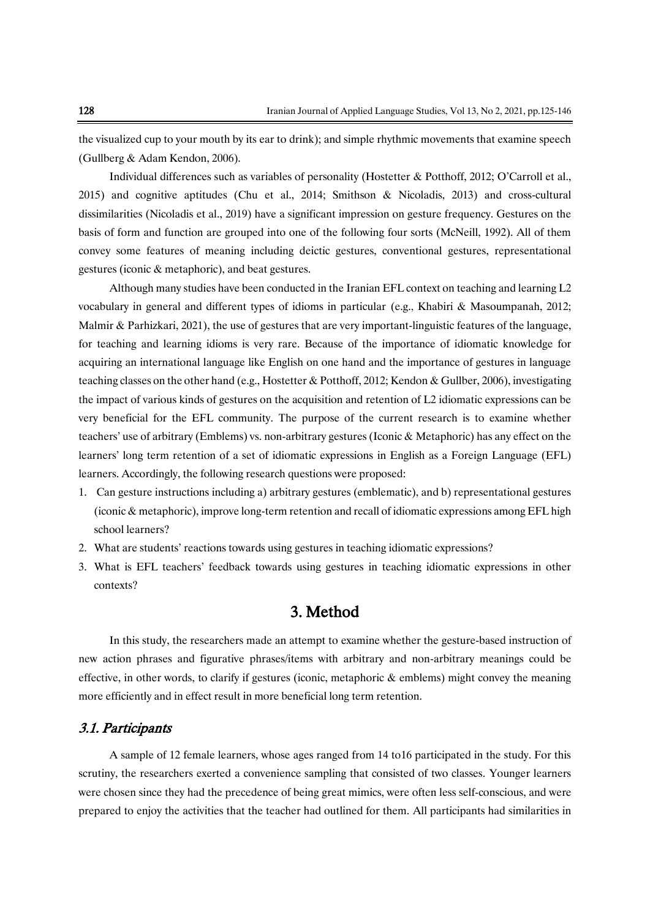the visualized cup to your mouth by its ear to drink); and simple rhythmic movements that examine speech (Gullberg & Adam Kendon, 2006).

Individual differences such as variables of personality (Hostetter & Potthoff, 2012; O'Carroll et al., 2015) and cognitive aptitudes (Chu et al., 2014; Smithson & Nicoladis, 2013) and cross-cultural dissimilarities (Nicoladis et al., 2019) have a significant impression on gesture frequency. Gestures on the basis of form and function are grouped into one of the following four sorts (McNeill, 1992). All of them convey some features of meaning including deictic gestures, conventional gestures, representational gestures (iconic & metaphoric), and beat gestures.

Although many studies have been conducted in the Iranian EFL context on teaching and learning L2 vocabulary in general and different types of idioms in particular (e.g., Khabiri & Masoumpanah, 2012; Malmir & Parhizkari, 2021), the use of gestures that are very important-linguistic features of the language, for teaching and learning idioms is very rare. Because of the importance of idiomatic knowledge for acquiring an international language like English on one hand and the importance of gestures in language teaching classes on the other hand (e.g., Hostetter & Potthoff, 2012; Kendon & Gullber, 2006), investigating the impact of various kinds of gestures on the acquisition and retention of L2 idiomatic expressions can be very beneficial for the EFL community. The purpose of the current research is to examine whether teachers' use of arbitrary (Emblems) vs. non-arbitrary gestures (Iconic & Metaphoric) has any effect on the learners' long term retention of a set of idiomatic expressions in English as a Foreign Language (EFL) learners. Accordingly, the following research questions were proposed:

1. Can gesture instructions including a) arbitrary gestures (emblematic), and b) representational gestures (iconic & metaphoric), improve long-term retention and recall of idiomatic expressions among EFL high school learners?
2. What are students' reactions towards using gestures in teaching idiomatic expressions?
3. What is EFL teachers' feedback towards using gestures in teaching idiomatic expressions in other contexts?

# 3. Method

In this study, the researchers made an attempt to examine whether the gesture-based instruction of new action phrases and figurative phrases/items with arbitrary and non-arbitrary meanings could be effective, in other words, to clarify if gestures (iconic, metaphoric & emblems) might convey the meaning more efficiently and in effect result in more beneficial long term retention.

## *3.1. Participants*

A sample of 12 female learners, whose ages ranged from 14 to16 participated in the study. For this scrutiny, the researchers exerted a convenience sampling that consisted of two classes. Younger learners were chosen since they had the precedence of being great mimics, were often less self-conscious, and were prepared to enjoy the activities that the teacher had outlined for them. All participants had similarities in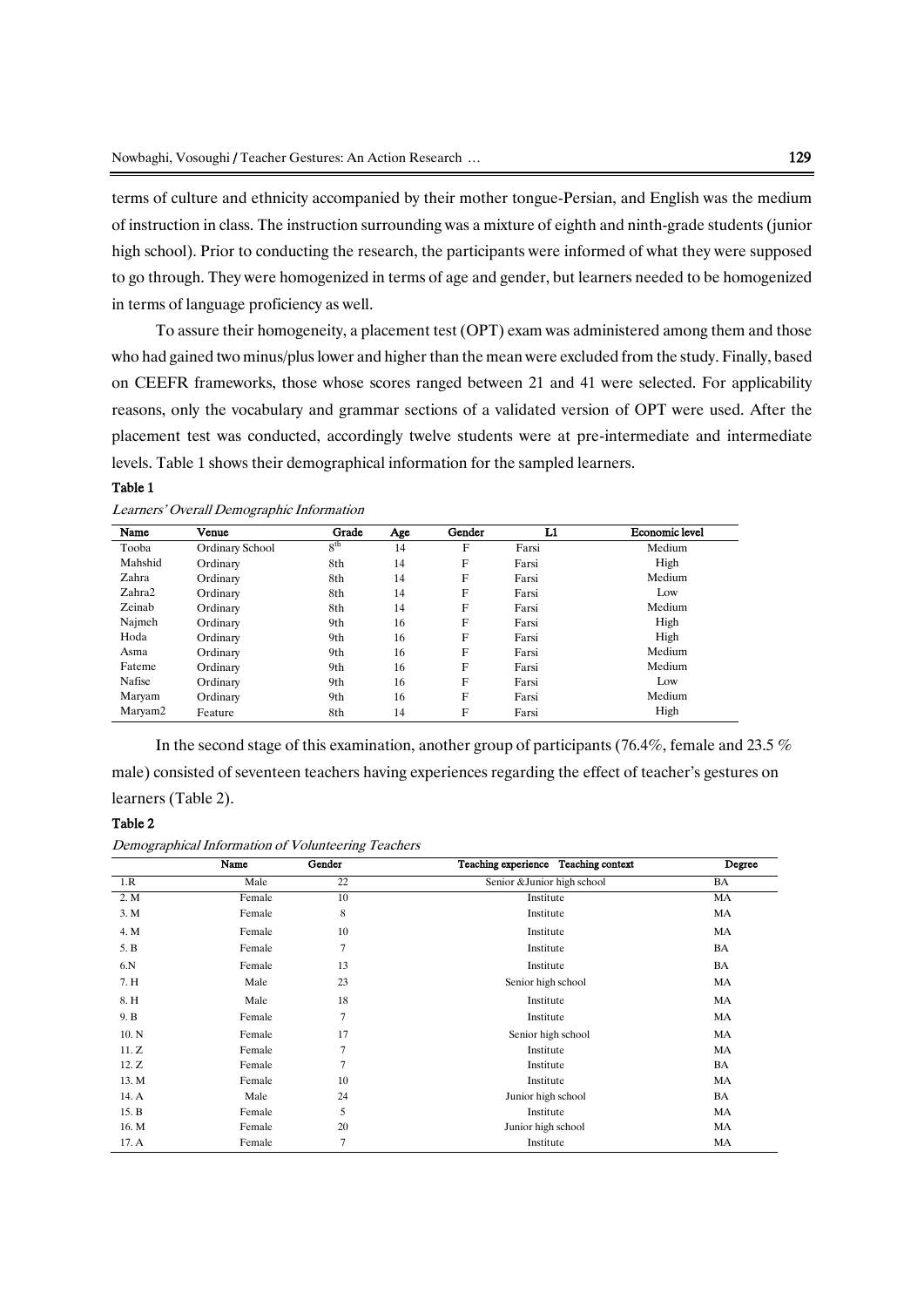terms of culture and ethnicity accompanied by their mother tongue-Persian, and English was the medium of instruction in class. The instruction surrounding was a mixture of eighth and ninth-grade students (junior high school). Prior to conducting the research, the participants were informed of what they were supposed to go through. They were homogenized in terms of age and gender, but learners needed to be homogenized in terms of language proficiency as well.

To assure their homogeneity, a placement test (OPT) exam was administered among them and those who had gained two minus/plus lower and higher than the mean were excluded from the study. Finally, based on CEEFR frameworks, those whose scores ranged between 21 and 41 were selected. For applicability reasons, only the vocabulary and grammar sections of a validated version of OPT were used. After the placement test was conducted, accordingly twelve students were at pre-intermediate and intermediate levels. Table 1 shows their demographical information for the sampled learners.

**Table 1**

*Learners' Overall Demographic Information*

| Name | Venue | Grade | Age | Gender | L1 | Economic level |
|---|---|---|---|---|---|---|
| Tooba | Ordinary School | 8th | 14 | F | Farsi | Medium |
| Mahshid | Ordinary | 8th | 14 | F | Farsi | High |
| Zahra | Ordinary | 8th | 14 | F | Farsi | Medium |
| Zahra2 | Ordinary | 8th | 14 | F | Farsi | Low |
| Zeinab | Ordinary | 8th | 14 | F | Farsi | Medium |
| Najmeh | Ordinary | 9th | 16 | F | Farsi | High |
| Hoda | Ordinary | 9th | 16 | F | Farsi | High |
| Asma | Ordinary | 9th | 16 | F | Farsi | Medium |
| Fateme | Ordinary | 9th | 16 | F | Farsi | Medium |
| Nafise | Ordinary | 9th | 16 | F | Farsi | Low |
| Maryam | Ordinary | 9th | 16 | F | Farsi | Medium |
| Maryam2 | Feature | 8th | 14 | F | Farsi | High |

In the second stage of this examination, another group of participants (76.4%, female and 23.5 % male) consisted of seventeen teachers having experiences regarding the effect of teacher's gestures on learners (Table 2).

**Table 2**

*Demographical Information of Volunteering Teachers*

| | Name | Gender | Teaching experience Teaching context | Degree |
|---|---|---|---|---|
| 1.R | Male | 22 | Senior &Junior high school | BA |
| 2. M | Female | 10 | Institute | MA |
| 3. M | Female | 8 | Institute | MA |
| 4. M | Female | 10 | Institute | MA |
| 5. B | Female | 7 | Institute | BA |
| 6.N | Female | 13 | Institute | BA |
| 7. H | Male | 23 | Senior high school | MA |
| 8. H | Male | 18 | Institute | MA |
| 9. B | Female | 7 | Institute | MA |
| 10. N | Female | 17 | Senior high school | MA |
| 11. Z | Female | 7 | Institute | MA |
| 12. Z | Female | 7 | Institute | BA |
| 13. M | Female | 10 | Institute | MA |
| 14. A | Male | 24 | Junior high school | BA |
| 15. B | Female | 5 | Institute | MA |
| 16. M | Female | 20 | Junior high school | MA |
| 17. A | Female | 7 | Institute | MA |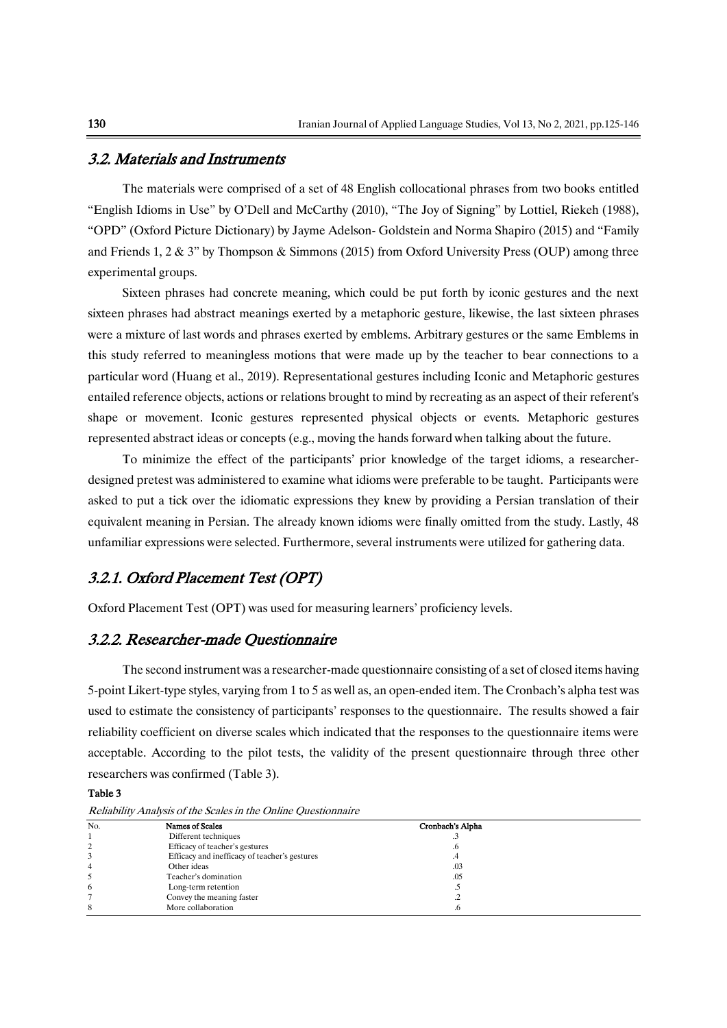## 3.2. Materials and Instruments

The materials were comprised of a set of 48 English collocational phrases from two books entitled "English Idioms in Use" by O'Dell and McCarthy (2010), "The Joy of Signing" by Lottiel, Riekeh (1988), "OPD" (Oxford Picture Dictionary) by Jayme Adelson- Goldstein and Norma Shapiro (2015) and "Family and Friends 1, 2 & 3" by Thompson & Simmons (2015) from Oxford University Press (OUP) among three experimental groups.

Sixteen phrases had concrete meaning, which could be put forth by iconic gestures and the next sixteen phrases had abstract meanings exerted by a metaphoric gesture, likewise, the last sixteen phrases were a mixture of last words and phrases exerted by emblems. Arbitrary gestures or the same Emblems in this study referred to meaningless motions that were made up by the teacher to bear connections to a particular word (Huang et al., 2019). Representational gestures including Iconic and Metaphoric gestures entailed reference objects, actions or relations brought to mind by recreating as an aspect of their referent's shape or movement. Iconic gestures represented physical objects or events. Metaphoric gestures represented abstract ideas or concepts (e.g., moving the hands forward when talking about the future.

To minimize the effect of the participants' prior knowledge of the target idioms, a researcher-designed pretest was administered to examine what idioms were preferable to be taught. Participants were asked to put a tick over the idiomatic expressions they knew by providing a Persian translation of their equivalent meaning in Persian. The already known idioms were finally omitted from the study. Lastly, 48 unfamiliar expressions were selected. Furthermore, several instruments were utilized for gathering data.

### 3.2.1. Oxford Placement Test (OPT)

Oxford Placement Test (OPT) was used for measuring learners' proficiency levels.

### 3.2.2. Researcher-made Questionnaire

The second instrument was a researcher-made questionnaire consisting of a set of closed items having 5-point Likert-type styles, varying from 1 to 5 as well as, an open-ended item. The Cronbach's alpha test was used to estimate the consistency of participants' responses to the questionnaire. The results showed a fair reliability coefficient on diverse scales which indicated that the responses to the questionnaire items were acceptable. According to the pilot tests, the validity of the present questionnaire through three other researchers was confirmed (Table 3).

**Table 3**

*Reliability Analysis of the Scales in the Online Questionnaire*

| No. | Names of Scales | Cronbach's Alpha |
|---|---|---|
| 1 | Different techniques | .3 |
| 2 | Efficacy of teacher's gestures | .6 |
| 3 | Efficacy and inefficacy of teacher's gestures | .4 |
| 4 | Other ideas | .03 |
| 5 | Teacher's domination | .05 |
| 6 | Long-term retention | .5 |
| 7 | Convey the meaning faster | .2 |
| 8 | More collaboration | .6 |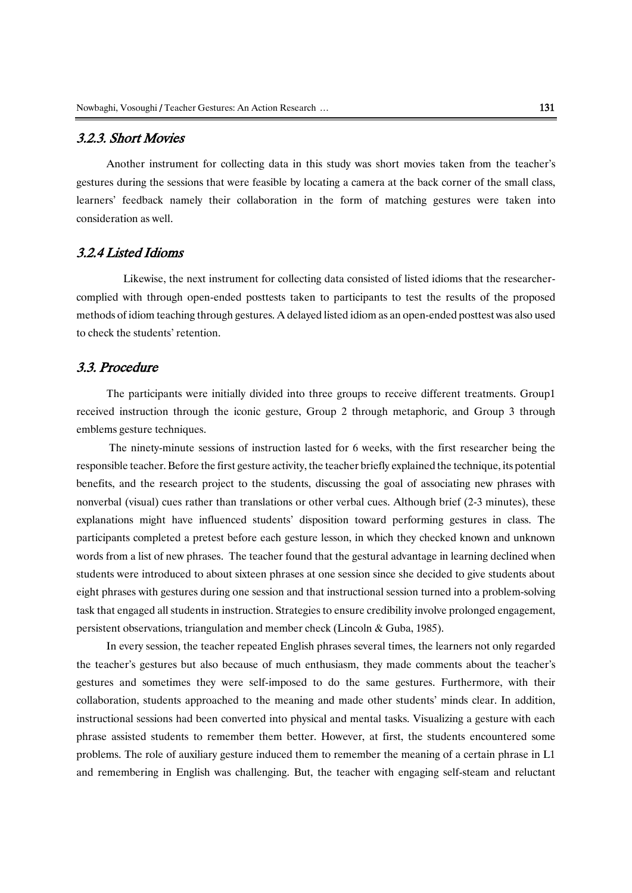### 3.2.3. Short Movies

Another instrument for collecting data in this study was short movies taken from the teacher's gestures during the sessions that were feasible by locating a camera at the back corner of the small class, learners' feedback namely their collaboration in the form of matching gestures were taken into consideration as well.

### 3.2.4 Listed Idioms

Likewise, the next instrument for collecting data consisted of listed idioms that the researcher-complied with through open-ended posttests taken to participants to test the results of the proposed methods of idiom teaching through gestures. A delayed listed idiom as an open-ended posttest was also used to check the students' retention.

## 3.3. Procedure

The participants were initially divided into three groups to receive different treatments. Group1 received instruction through the iconic gesture, Group 2 through metaphoric, and Group 3 through emblems gesture techniques.

The ninety-minute sessions of instruction lasted for 6 weeks, with the first researcher being the responsible teacher. Before the first gesture activity, the teacher briefly explained the technique, its potential benefits, and the research project to the students, discussing the goal of associating new phrases with nonverbal (visual) cues rather than translations or other verbal cues. Although brief (2-3 minutes), these explanations might have influenced students' disposition toward performing gestures in class. The participants completed a pretest before each gesture lesson, in which they checked known and unknown words from a list of new phrases. The teacher found that the gestural advantage in learning declined when students were introduced to about sixteen phrases at one session since she decided to give students about eight phrases with gestures during one session and that instructional session turned into a problem-solving task that engaged all students in instruction. Strategies to ensure credibility involve prolonged engagement, persistent observations, triangulation and member check (Lincoln & Guba, 1985).

In every session, the teacher repeated English phrases several times, the learners not only regarded the teacher's gestures but also because of much enthusiasm, they made comments about the teacher's gestures and sometimes they were self-imposed to do the same gestures. Furthermore, with their collaboration, students approached to the meaning and made other students' minds clear. In addition, instructional sessions had been converted into physical and mental tasks. Visualizing a gesture with each phrase assisted students to remember them better. However, at first, the students encountered some problems. The role of auxiliary gesture induced them to remember the meaning of a certain phrase in L1 and remembering in English was challenging. But, the teacher with engaging self-steam and reluctant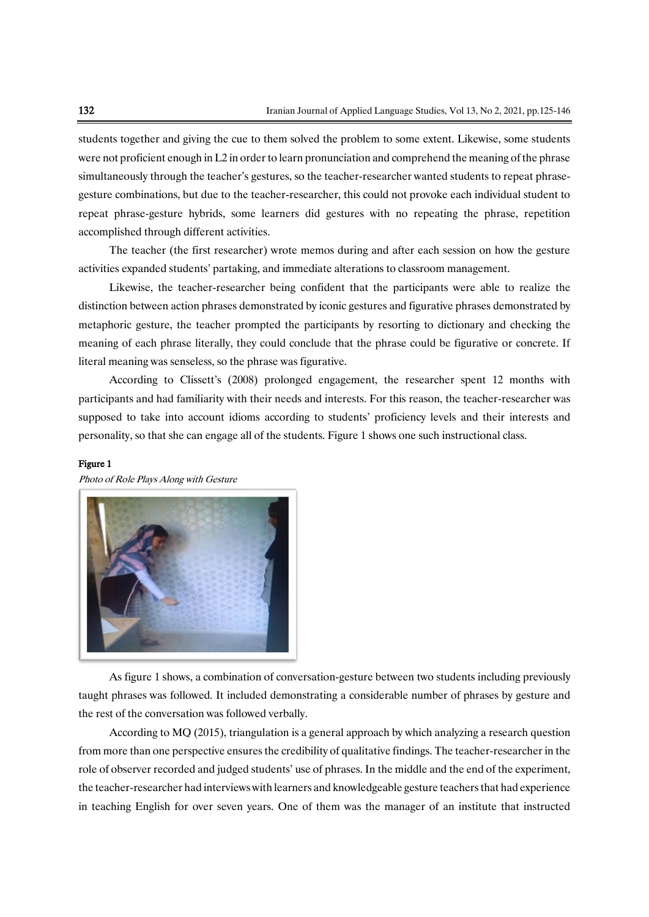students together and giving the cue to them solved the problem to some extent. Likewise, some students were not proficient enough in L2 in order to learn pronunciation and comprehend the meaning of the phrase simultaneously through the teacher's gestures, so the teacher-researcher wanted students to repeat phrase-gesture combinations, but due to the teacher-researcher, this could not provoke each individual student to repeat phrase-gesture hybrids, some learners did gestures with no repeating the phrase, repetition accomplished through different activities.

The teacher (the first researcher) wrote memos during and after each session on how the gesture activities expanded students' partaking, and immediate alterations to classroom management.

Likewise, the teacher-researcher being confident that the participants were able to realize the distinction between action phrases demonstrated by iconic gestures and figurative phrases demonstrated by metaphoric gesture, the teacher prompted the participants by resorting to dictionary and checking the meaning of each phrase literally, they could conclude that the phrase could be figurative or concrete. If literal meaning was senseless, so the phrase was figurative.

According to Clissett's (2008) prolonged engagement, the researcher spent 12 months with participants and had familiarity with their needs and interests. For this reason, the teacher-researcher was supposed to take into account idioms according to students' proficiency levels and their interests and personality, so that she can engage all of the students. Figure 1 shows one such instructional class.

**Figure 1**

*Photo of Role Plays Along with Gesture*

As figure 1 shows, a combination of conversation-gesture between two students including previously taught phrases was followed. It included demonstrating a considerable number of phrases by gesture and the rest of the conversation was followed verbally.

According to MQ (2015), triangulation is a general approach by which analyzing a research question from more than one perspective ensures the credibility of qualitative findings. The teacher-researcher in the role of observer recorded and judged students' use of phrases. In the middle and the end of the experiment, the teacher-researcher had interviews with learners and knowledgeable gesture teachers that had experience in teaching English for over seven years. One of them was the manager of an institute that instructed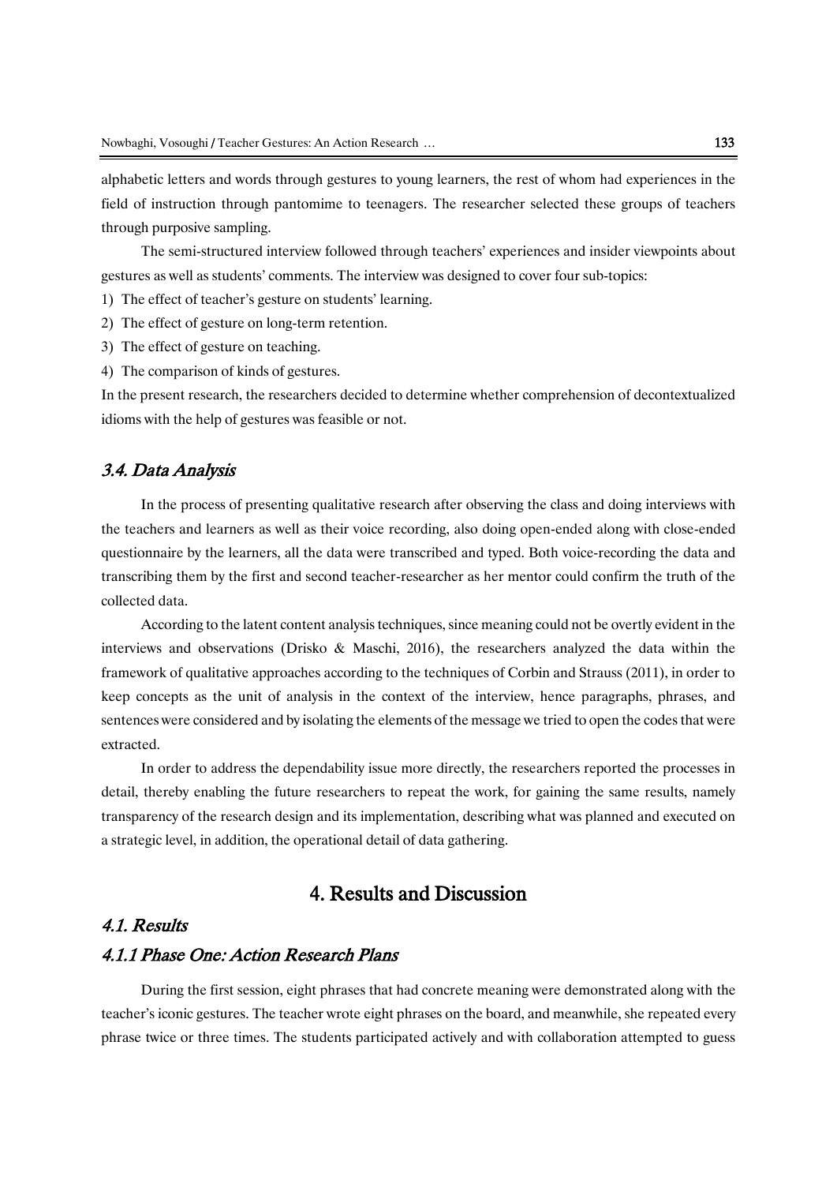alphabetic letters and words through gestures to young learners, the rest of whom had experiences in the field of instruction through pantomime to teenagers. The researcher selected these groups of teachers through purposive sampling.

The semi-structured interview followed through teachers' experiences and insider viewpoints about gestures as well as students' comments. The interview was designed to cover four sub-topics:

1) The effect of teacher's gesture on students' learning.
2) The effect of gesture on long-term retention.
3) The effect of gesture on teaching.
4) The comparison of kinds of gestures.

In the present research, the researchers decided to determine whether comprehension of decontextualized idioms with the help of gestures was feasible or not.

### *3.4. Data Analysis*

In the process of presenting qualitative research after observing the class and doing interviews with the teachers and learners as well as their voice recording, also doing open-ended along with close-ended questionnaire by the learners, all the data were transcribed and typed. Both voice-recording the data and transcribing them by the first and second teacher-researcher as her mentor could confirm the truth of the collected data.

According to the latent content analysis techniques, since meaning could not be overtly evident in the interviews and observations (Drisko & Maschi, 2016), the researchers analyzed the data within the framework of qualitative approaches according to the techniques of Corbin and Strauss (2011), in order to keep concepts as the unit of analysis in the context of the interview, hence paragraphs, phrases, and sentences were considered and by isolating the elements of the message we tried to open the codes that were extracted.

In order to address the dependability issue more directly, the researchers reported the processes in detail, thereby enabling the future researchers to repeat the work, for gaining the same results, namely transparency of the research design and its implementation, describing what was planned and executed on a strategic level, in addition, the operational detail of data gathering.

## 4. Results and Discussion

### *4.1. Results*

#### *4.1.1 Phase One: Action Research Plans*

During the first session, eight phrases that had concrete meaning were demonstrated along with the teacher's iconic gestures. The teacher wrote eight phrases on the board, and meanwhile, she repeated every phrase twice or three times. The students participated actively and with collaboration attempted to guess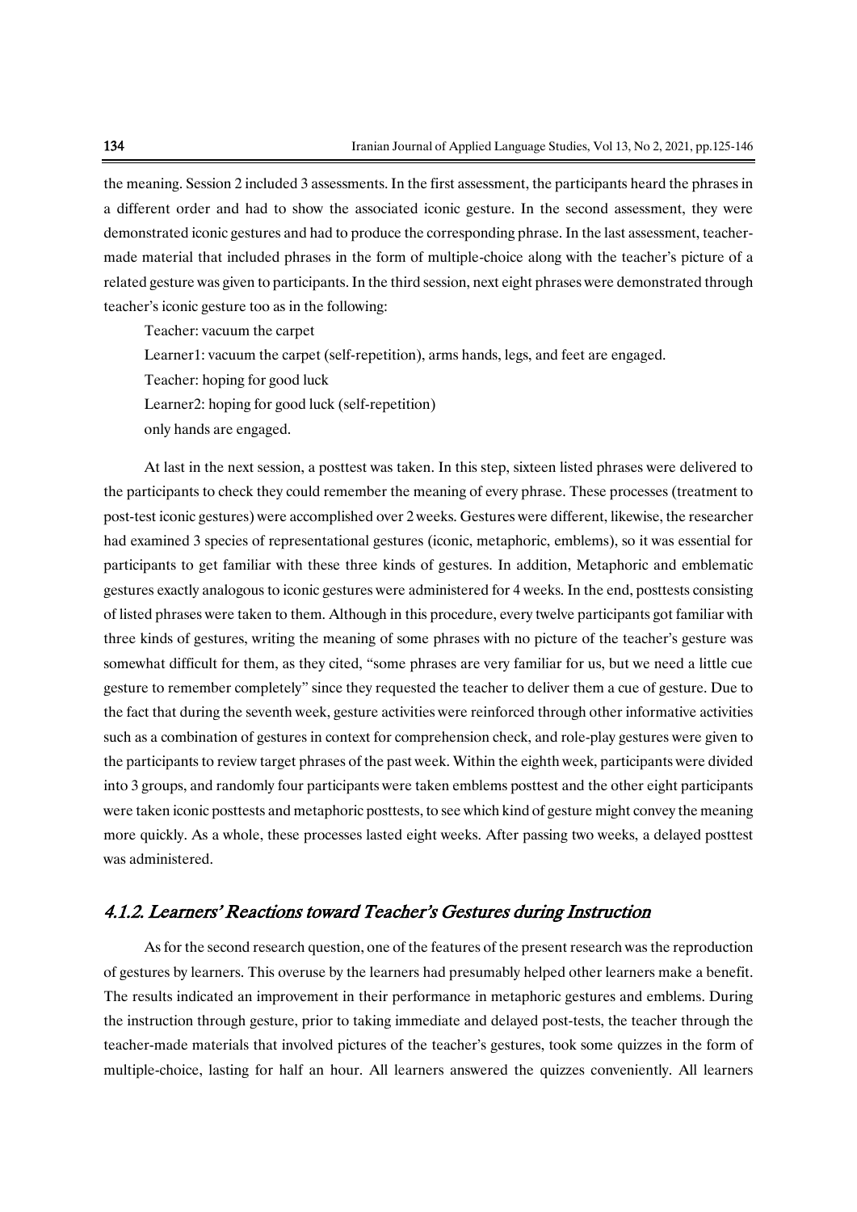the meaning. Session 2 included 3 assessments. In the first assessment, the participants heard the phrases in a different order and had to show the associated iconic gesture. In the second assessment, they were demonstrated iconic gestures and had to produce the corresponding phrase. In the last assessment, teacher-made material that included phrases in the form of multiple-choice along with the teacher's picture of a related gesture was given to participants. In the third session, next eight phrases were demonstrated through teacher's iconic gesture too as in the following:

Teacher: vacuum the carpet

Learner1: vacuum the carpet (self-repetition), arms hands, legs, and feet are engaged.

Teacher: hoping for good luck

Learner2: hoping for good luck (self-repetition)

only hands are engaged.

At last in the next session, a posttest was taken. In this step, sixteen listed phrases were delivered to the participants to check they could remember the meaning of every phrase. These processes (treatment to post-test iconic gestures) were accomplished over 2 weeks. Gestures were different, likewise, the researcher had examined 3 species of representational gestures (iconic, metaphoric, emblems), so it was essential for participants to get familiar with these three kinds of gestures. In addition, Metaphoric and emblematic gestures exactly analogous to iconic gestures were administered for 4 weeks. In the end, posttests consisting of listed phrases were taken to them. Although in this procedure, every twelve participants got familiar with three kinds of gestures, writing the meaning of some phrases with no picture of the teacher's gesture was somewhat difficult for them, as they cited, "some phrases are very familiar for us, but we need a little cue gesture to remember completely" since they requested the teacher to deliver them a cue of gesture. Due to the fact that during the seventh week, gesture activities were reinforced through other informative activities such as a combination of gestures in context for comprehension check, and role-play gestures were given to the participants to review target phrases of the past week. Within the eighth week, participants were divided into 3 groups, and randomly four participants were taken emblems posttest and the other eight participants were taken iconic posttests and metaphoric posttests, to see which kind of gesture might convey the meaning more quickly. As a whole, these processes lasted eight weeks. After passing two weeks, a delayed posttest was administered.

### *4.1.2. Learners' Reactions toward Teacher's Gestures during Instruction*

As for the second research question, one of the features of the present research was the reproduction of gestures by learners. This overuse by the learners had presumably helped other learners make a benefit. The results indicated an improvement in their performance in metaphoric gestures and emblems. During the instruction through gesture, prior to taking immediate and delayed post-tests, the teacher through the teacher-made materials that involved pictures of the teacher's gestures, took some quizzes in the form of multiple-choice, lasting for half an hour. All learners answered the quizzes conveniently. All learners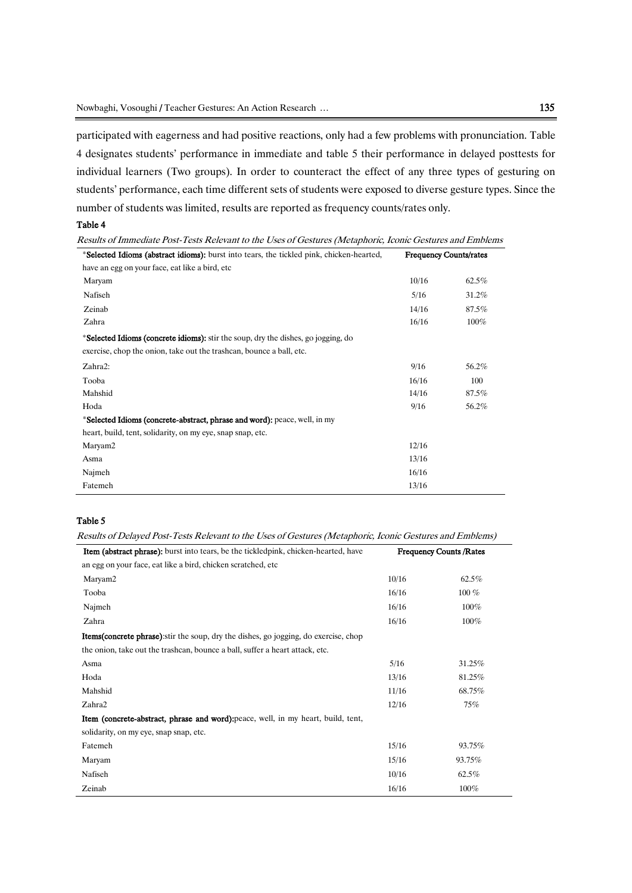participated with eagerness and had positive reactions, only had a few problems with pronunciation. Table 4 designates students' performance in immediate and table 5 their performance in delayed posttests for individual learners (Two groups). In order to counteract the effect of any three types of gesturing on students' performance, each time different sets of students were exposed to diverse gesture types. Since the number of students was limited, results are reported as frequency counts/rates only.

**Table 4**

*Results of Immediate Post-Tests Relevant to the Uses of Gestures (Metaphoric, Iconic Gestures and Emblems*

| *Selected Idioms (abstract idioms): burst into tears, the tickled pink, chicken-hearted, have an egg on your face, eat like a bird, etc | Frequency Counts/rates | |
|---|---|---|
| Maryam | 10/16 | 62.5% |
| Nafiseh | 5/16 | 31.2% |
| Zeinab | 14/16 | 87.5% |
| Zahra | 16/16 | 100% |
| *Selected Idioms (concrete idioms): stir the soup, dry the dishes, go jogging, do exercise, chop the onion, take out the trashcan, bounce a ball, etc. | | |
| Zahra2: | 9/16 | 56.2% |
| Tooba | 16/16 | 100 |
| Mahshid | 14/16 | 87.5% |
| Hoda | 9/16 | 56.2% |
| *Selected Idioms (concrete-abstract, phrase and word): peace, well, in my heart, build, tent, solidarity, on my eye, snap snap, etc. | | |
| Maryam2 | 12/16 | |
| Asma | 13/16 | |
| Najmeh | 16/16 | |
| Fatemeh | 13/16 | |

**Table 5**

*Results of Delayed Post-Tests Relevant to the Uses of Gestures (Metaphoric, Iconic Gestures and Emblems)*

| Item (abstract phrase): burst into tears, be the tickledpink, chicken-hearted, have an egg on your face, eat like a bird, chicken scratched, etc | Frequency Counts /Rates | |
|---|---|---|
| Maryam2 | 10/16 | 62.5% |
| Tooba | 16/16 | 100 % |
| Najmeh | 16/16 | 100% |
| Zahra | 16/16 | 100% |
| Items(concrete phrase):stir the soup, dry the dishes, go jogging, do exercise, chop the onion, take out the trashcan, bounce a ball, suffer a heart attack, etc. | | |
| Asma | 5/16 | 31.25% |
| Hoda | 13/16 | 81.25% |
| Mahshid | 11/16 | 68.75% |
| Zahra2 | 12/16 | 75% |
| Item (concrete-abstract, phrase and word):peace, well, in my heart, build, tent, solidarity, on my eye, snap snap, etc. | | |
| Fatemeh | 15/16 | 93.75% |
| Maryam | 15/16 | 93.75% |
| Nafiseh | 10/16 | 62.5% |
| Zeinab | 16/16 | 100% |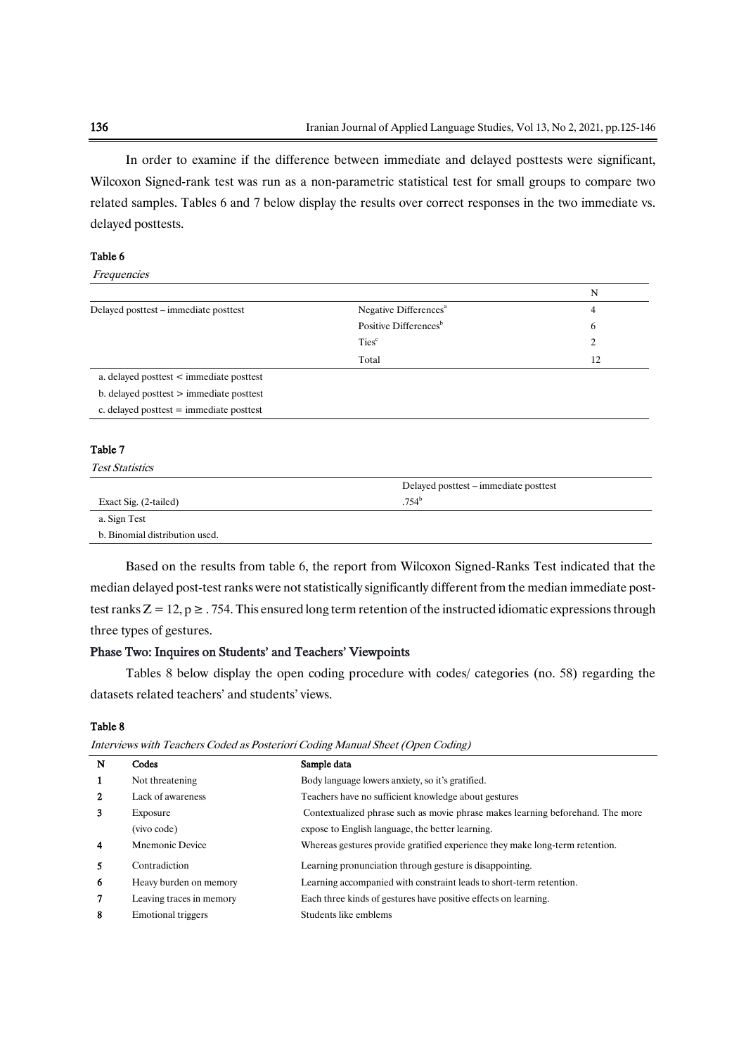In order to examine if the difference between immediate and delayed posttests were significant, Wilcoxon Signed-rank test was run as a non-parametric statistical test for small groups to compare two related samples. Tables 6 and 7 below display the results over correct responses in the two immediate vs. delayed posttests.

**Table 6**

*Frequencies*

| | | N |
|---|---|---|
| Delayed posttest – immediate posttest | Negative Differences[a] | 4 |
| | Positive Differences[b] | 6 |
| | Ties[c] | 2 |
| | Total | 12 |

a. delayed posttest < immediate posttest
b. delayed posttest > immediate posttest
c. delayed posttest = immediate posttest

**Table 7**

*Test Statistics*

| | Delayed posttest – immediate posttest |
|---|---|
| Exact Sig. (2-tailed) | .754[b] |

a. Sign Test
b. Binomial distribution used.

Based on the results from table 6, the report from Wilcoxon Signed-Ranks Test indicated that the median delayed post-test ranks were not statistically significantly different from the median immediate post-test ranks $Z = 12$, $p \geq .754$. This ensured long term retention of the instructed idiomatic expressions through three types of gestures.

## Phase Two: Inquires on Students' and Teachers' Viewpoints

Tables 8 below display the open coding procedure with codes/ categories (no. 58) regarding the datasets related teachers' and students' views.

**Table 8**

*Interviews with Teachers Coded as Posteriori Coding Manual Sheet (Open Coding)*

| N | Codes | Sample data |
|---|---|---|
| 1 | Not threatening | Body language lowers anxiety, so it's gratified. |
| 2 | Lack of awareness | Teachers have no sufficient knowledge about gestures |
| 3 | Exposure (vivo code) | Contextualized phrase such as movie phrase makes learning beforehand. The more expose to English language, the better learning. |
| 4 | Mnemonic Device | Whereas gestures provide gratified experience they make long-term retention. |
| 5 | Contradiction | Learning pronunciation through gesture is disappointing. |
| 6 | Heavy burden on memory | Learning accompanied with constraint leads to short-term retention. |
| 7 | Leaving traces in memory | Each three kinds of gestures have positive effects on learning. |
| 8 | Emotional triggers | Students like emblems |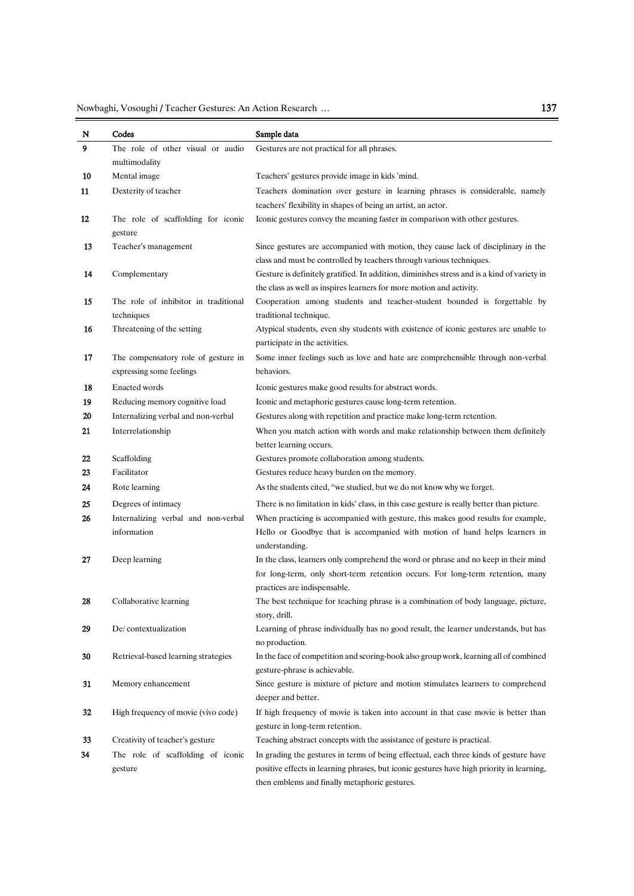| N | Codes | Sample data |
|---|---|---|
| 9 | The role of other visual or audio multimodality | Gestures are not practical for all phrases. |
| 10 | Mental image | Teachers' gestures provide image in kids 'mind. |
| 11 | Dexterity of teacher | Teachers domination over gesture in learning phrases is considerable, namely teachers' flexibility in shapes of being an artist, an actor. |
| 12 | The role of scaffolding for iconic gesture | Iconic gestures convey the meaning faster in comparison with other gestures. |
| 13 | Teacher's management | Since gestures are accompanied with motion, they cause lack of disciplinary in the class and must be controlled by teachers through various techniques. |
| 14 | Complementary | Gesture is definitely gratified. In addition, diminishes stress and is a kind of variety in the class as well as inspires learners for more motion and activity. |
| 15 | The role of inhibitor in traditional techniques | Cooperation among students and teacher-student bounded is forgettable by traditional technique. |
| 16 | Threatening of the setting | Atypical students, even shy students with existence of iconic gestures are unable to participate in the activities. |
| 17 | The compensatory role of gesture in expressing some feelings | Some inner feelings such as love and hate are comprehensible through non-verbal behaviors. |
| 18 | Enacted words | Iconic gestures make good results for abstract words. |
| 19 | Reducing memory cognitive load | Iconic and metaphoric gestures cause long-term retention. |
| 20 | Internalizing verbal and non-verbal | Gestures along with repetition and practice make long-term retention. |
| 21 | Interrelationship | When you match action with words and make relationship between them definitely better learning occurs. |
| 22 | Scaffolding | Gestures promote collaboration among students. |
| 23 | Facilitator | Gestures reduce heavy burden on the memory. |
| 24 | Rote learning | As the students cited, "we studied, but we do not know why we forget. |
| 25 | Degrees of intimacy | There is no limitation in kids' class, in this case gesture is really better than picture. |
| 26 | Internalizing verbal and non-verbal information | When practicing is accompanied with gesture, this makes good results for example, Hello or Goodbye that is accompanied with motion of hand helps learners in understanding. |
| 27 | Deep learning | In the class, learners only comprehend the word or phrase and no keep in their mind for long-term, only short-term retention occurs. For long-term retention, many practices are indispensable. |
| 28 | Collaborative learning | The best technique for teaching phrase is a combination of body language, picture, story, drill. |
| 29 | De/ contextualization | Learning of phrase individually has no good result, the learner understands, but has no production. |
| 30 | Retrieval-based learning strategies | In the face of competition and scoring-book also group work, learning all of combined gesture-phrase is achievable. |
| 31 | Memory enhancement | Since gesture is mixture of picture and motion stimulates learners to comprehend deeper and better. |
| 32 | High frequency of movie (vivo code) | If high frequency of movie is taken into account in that case movie is better than gesture in long-term retention. |
| 33 | Creativity of teacher's gesture | Teaching abstract concepts with the assistance of gesture is practical. |
| 34 | The role of scaffolding of iconic gesture | In grading the gestures in terms of being effectual, each three kinds of gesture have positive effects in learning phrases, but iconic gestures have high priority in learning, then emblems and finally metaphoric gestures. |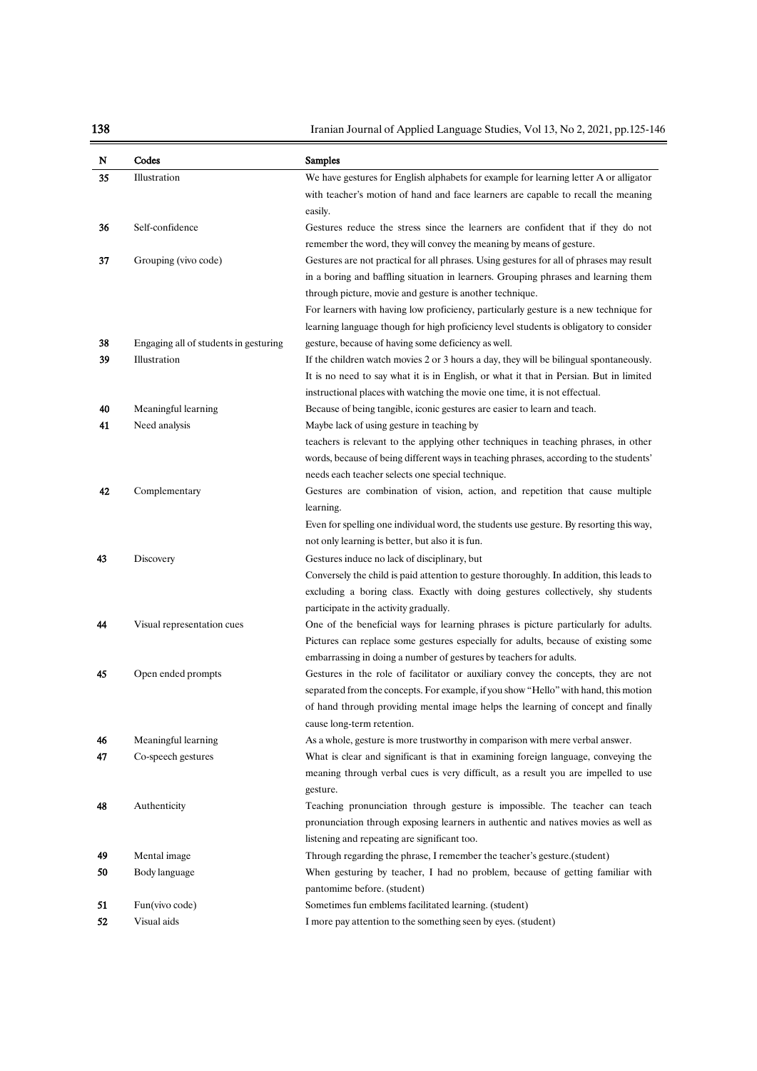| N | Codes | Samples |
|---|---|---|
| 35 | Illustration | We have gestures for English alphabets for example for learning letter A or alligator with teacher's motion of hand and face learners are capable to recall the meaning easily. |
| 36 | Self-confidence | Gestures reduce the stress since the learners are confident that if they do not remember the word, they will convey the meaning by means of gesture. |
| 37 | Grouping (vivo code) | Gestures are not practical for all phrases. Using gestures for all of phrases may result in a boring and baffling situation in learners. Grouping phrases and learning them through picture, movie and gesture is another technique. For learners with having low proficiency, particularly gesture is a new technique for learning language though for high proficiency level students is obligatory to consider |
| 38 | Engaging all of students in gesturing | gesture, because of having some deficiency as well. |
| 39 | Illustration | If the children watch movies 2 or 3 hours a day, they will be bilingual spontaneously. It is no need to say what it is in English, or what it that in Persian. But in limited instructional places with watching the movie one time, it is not effectual. |
| 40 | Meaningful learning | Because of being tangible, iconic gestures are easier to learn and teach. |
| 41 | Need analysis | Maybe lack of using gesture in teaching by teachers is relevant to the applying other techniques in teaching phrases, in other words, because of being different ways in teaching phrases, according to the students' needs each teacher selects one special technique. |
| 42 | Complementary | Gestures are combination of vision, action, and repetition that cause multiple learning. Even for spelling one individual word, the students use gesture. By resorting this way, not only learning is better, but also it is fun. |
| 43 | Discovery | Gestures induce no lack of disciplinary, but Conversely the child is paid attention to gesture thoroughly. In addition, this leads to excluding a boring class. Exactly with doing gestures collectively, shy students participate in the activity gradually. |
| 44 | Visual representation cues | One of the beneficial ways for learning phrases is picture particularly for adults. Pictures can replace some gestures especially for adults, because of existing some embarrassing in doing a number of gestures by teachers for adults. |
| 45 | Open ended prompts | Gestures in the role of facilitator or auxiliary convey the concepts, they are not separated from the concepts. For example, if you show "Hello" with hand, this motion of hand through providing mental image helps the learning of concept and finally cause long-term retention. |
| 46 | Meaningful learning | As a whole, gesture is more trustworthy in comparison with mere verbal answer. |
| 47 | Co-speech gestures | What is clear and significant is that in examining foreign language, conveying the meaning through verbal cues is very difficult, as a result you are impelled to use gesture. |
| 48 | Authenticity | Teaching pronunciation through gesture is impossible. The teacher can teach pronunciation through exposing learners in authentic and natives movies as well as listening and repeating are significant too. |
| 49 | Mental image | Through regarding the phrase, I remember the teacher's gesture.(student) |
| 50 | Body language | When gesturing by teacher, I had no problem, because of getting familiar with pantomime before. (student) |
| 51 | Fun(vivo code) | Sometimes fun emblems facilitated learning. (student) |
| 52 | Visual aids | I more pay attention to the something seen by eyes. (student) |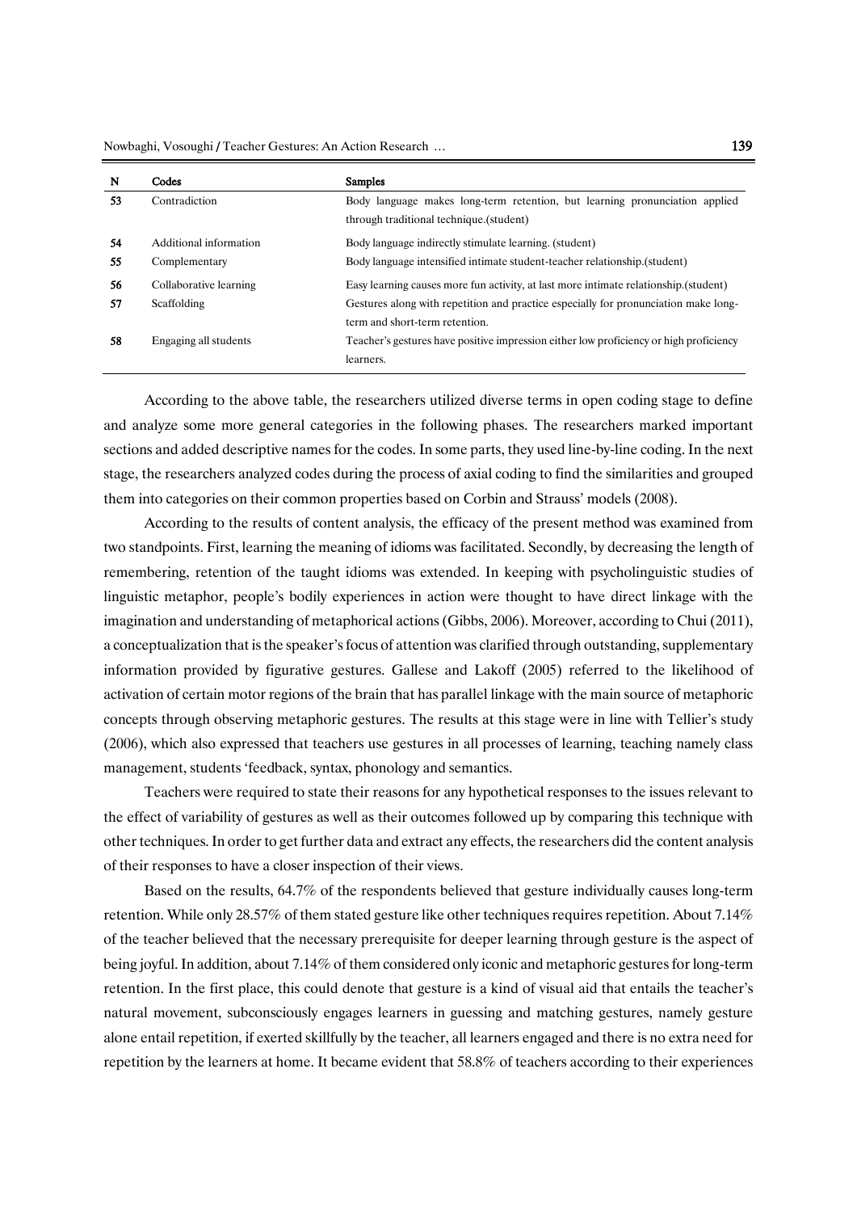| N | Codes | Samples |
|---|---|---|
| 53 | Contradiction | Body language makes long-term retention, but learning pronunciation applied through traditional technique.(student) |
| 54 | Additional information | Body language indirectly stimulate learning. (student) |
| 55 | Complementary | Body language intensified intimate student-teacher relationship.(student) |
| 56 | Collaborative learning | Easy learning causes more fun activity, at last more intimate relationship.(student) |
| 57 | Scaffolding | Gestures along with repetition and practice especially for pronunciation make long-term and short-term retention. |
| 58 | Engaging all students | Teacher's gestures have positive impression either low proficiency or high proficiency learners. |

According to the above table, the researchers utilized diverse terms in open coding stage to define and analyze some more general categories in the following phases. The researchers marked important sections and added descriptive names for the codes. In some parts, they used line-by-line coding. In the next stage, the researchers analyzed codes during the process of axial coding to find the similarities and grouped them into categories on their common properties based on Corbin and Strauss' models (2008).

According to the results of content analysis, the efficacy of the present method was examined from two standpoints. First, learning the meaning of idioms was facilitated. Secondly, by decreasing the length of remembering, retention of the taught idioms was extended. In keeping with psycholinguistic studies of linguistic metaphor, people's bodily experiences in action were thought to have direct linkage with the imagination and understanding of metaphorical actions (Gibbs, 2006). Moreover, according to Chui (2011), a conceptualization that is the speaker's focus of attention was clarified through outstanding, supplementary information provided by figurative gestures. Gallese and Lakoff (2005) referred to the likelihood of activation of certain motor regions of the brain that has parallel linkage with the main source of metaphoric concepts through observing metaphoric gestures. The results at this stage were in line with Tellier's study (2006), which also expressed that teachers use gestures in all processes of learning, teaching namely class management, students 'feedback, syntax, phonology and semantics.

Teachers were required to state their reasons for any hypothetical responses to the issues relevant to the effect of variability of gestures as well as their outcomes followed up by comparing this technique with other techniques. In order to get further data and extract any effects, the researchers did the content analysis of their responses to have a closer inspection of their views.

Based on the results, 64.7% of the respondents believed that gesture individually causes long-term retention. While only 28.57% of them stated gesture like other techniques requires repetition. About 7.14% of the teacher believed that the necessary prerequisite for deeper learning through gesture is the aspect of being joyful. In addition, about 7.14% of them considered only iconic and metaphoric gestures for long-term retention. In the first place, this could denote that gesture is a kind of visual aid that entails the teacher's natural movement, subconsciously engages learners in guessing and matching gestures, namely gesture alone entail repetition, if exerted skillfully by the teacher, all learners engaged and there is no extra need for repetition by the learners at home. It became evident that 58.8% of teachers according to their experiences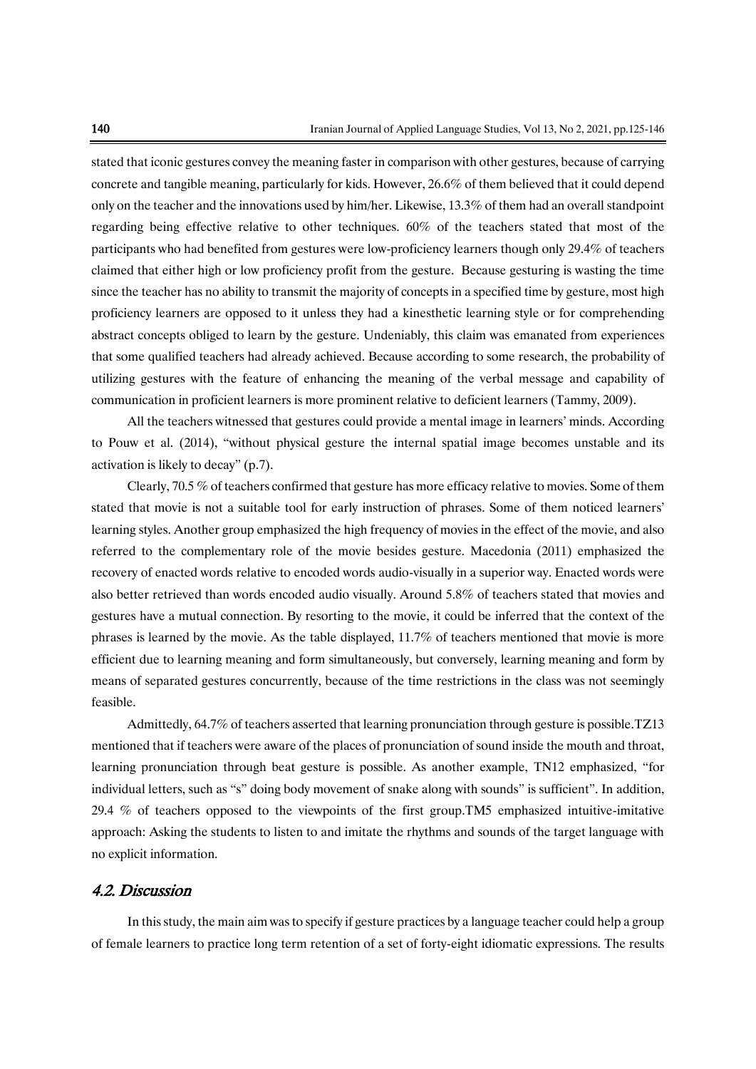stated that iconic gestures convey the meaning faster in comparison with other gestures, because of carrying concrete and tangible meaning, particularly for kids. However, 26.6% of them believed that it could depend only on the teacher and the innovations used by him/her. Likewise, 13.3% of them had an overall standpoint regarding being effective relative to other techniques. 60% of the teachers stated that most of the participants who had benefited from gestures were low-proficiency learners though only 29.4% of teachers claimed that either high or low proficiency profit from the gesture. Because gesturing is wasting the time since the teacher has no ability to transmit the majority of concepts in a specified time by gesture, most high proficiency learners are opposed to it unless they had a kinesthetic learning style or for comprehending abstract concepts obliged to learn by the gesture. Undeniably, this claim was emanated from experiences that some qualified teachers had already achieved. Because according to some research, the probability of utilizing gestures with the feature of enhancing the meaning of the verbal message and capability of communication in proficient learners is more prominent relative to deficient learners (Tammy, 2009).

All the teachers witnessed that gestures could provide a mental image in learners' minds. According to Pouw et al. (2014), "without physical gesture the internal spatial image becomes unstable and its activation is likely to decay" (p.7).

Clearly, 70.5 % of teachers confirmed that gesture has more efficacy relative to movies. Some of them stated that movie is not a suitable tool for early instruction of phrases. Some of them noticed learners' learning styles. Another group emphasized the high frequency of movies in the effect of the movie, and also referred to the complementary role of the movie besides gesture. Macedonia (2011) emphasized the recovery of enacted words relative to encoded words audio-visually in a superior way. Enacted words were also better retrieved than words encoded audio visually. Around 5.8% of teachers stated that movies and gestures have a mutual connection. By resorting to the movie, it could be inferred that the context of the phrases is learned by the movie. As the table displayed, 11.7% of teachers mentioned that movie is more efficient due to learning meaning and form simultaneously, but conversely, learning meaning and form by means of separated gestures concurrently, because of the time restrictions in the class was not seemingly feasible.

Admittedly, 64.7% of teachers asserted that learning pronunciation through gesture is possible.TZ13 mentioned that if teachers were aware of the places of pronunciation of sound inside the mouth and throat, learning pronunciation through beat gesture is possible. As another example, TN12 emphasized, "for individual letters, such as "s" doing body movement of snake along with sounds" is sufficient". In addition, 29.4 % of teachers opposed to the viewpoints of the first group.TM5 emphasized intuitive-imitative approach: Asking the students to listen to and imitate the rhythms and sounds of the target language with no explicit information.

## *4.2. Discussion*

In this study, the main aim was to specify if gesture practices by a language teacher could help a group of female learners to practice long term retention of a set of forty-eight idiomatic expressions. The results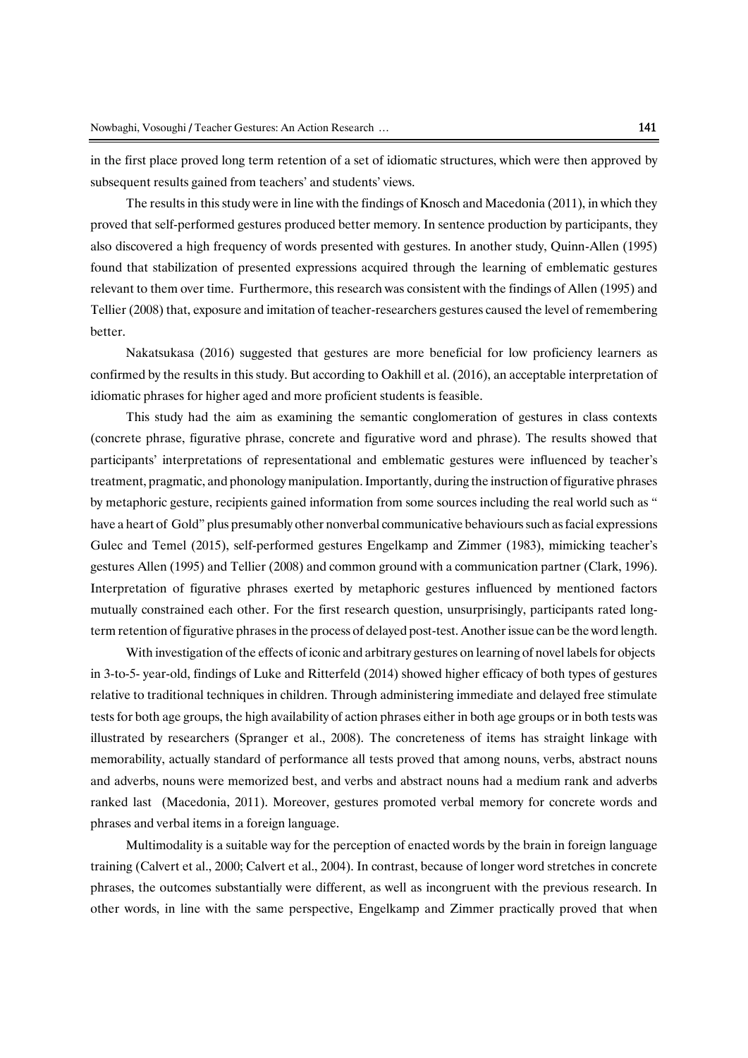in the first place proved long term retention of a set of idiomatic structures, which were then approved by subsequent results gained from teachers' and students' views.

The results in this study were in line with the findings of Knosch and Macedonia (2011), in which they proved that self-performed gestures produced better memory. In sentence production by participants, they also discovered a high frequency of words presented with gestures. In another study, Quinn-Allen (1995) found that stabilization of presented expressions acquired through the learning of emblematic gestures relevant to them over time. Furthermore, this research was consistent with the findings of Allen (1995) and Tellier (2008) that, exposure and imitation of teacher-researchers gestures caused the level of remembering better.

Nakatsukasa (2016) suggested that gestures are more beneficial for low proficiency learners as confirmed by the results in this study. But according to Oakhill et al. (2016), an acceptable interpretation of idiomatic phrases for higher aged and more proficient students is feasible.

This study had the aim as examining the semantic conglomeration of gestures in class contexts (concrete phrase, figurative phrase, concrete and figurative word and phrase). The results showed that participants' interpretations of representational and emblematic gestures were influenced by teacher's treatment, pragmatic, and phonology manipulation. Importantly, during the instruction of figurative phrases by metaphoric gesture, recipients gained information from some sources including the real world such as " have a heart of Gold" plus presumably other nonverbal communicative behaviours such as facial expressions Gulec and Temel (2015), self-performed gestures Engelkamp and Zimmer (1983), mimicking teacher's gestures Allen (1995) and Tellier (2008) and common ground with a communication partner (Clark, 1996). Interpretation of figurative phrases exerted by metaphoric gestures influenced by mentioned factors mutually constrained each other. For the first research question, unsurprisingly, participants rated long-term retention of figurative phrases in the process of delayed post-test. Another issue can be the word length.

With investigation of the effects of iconic and arbitrary gestures on learning of novel labels for objects in 3-to-5- year-old, findings of Luke and Ritterfeld (2014) showed higher efficacy of both types of gestures relative to traditional techniques in children. Through administering immediate and delayed free stimulate tests for both age groups, the high availability of action phrases either in both age groups or in both tests was illustrated by researchers (Spranger et al., 2008). The concreteness of items has straight linkage with memorability, actually standard of performance all tests proved that among nouns, verbs, abstract nouns and adverbs, nouns were memorized best, and verbs and abstract nouns had a medium rank and adverbs ranked last (Macedonia, 2011). Moreover, gestures promoted verbal memory for concrete words and phrases and verbal items in a foreign language.

Multimodality is a suitable way for the perception of enacted words by the brain in foreign language training (Calvert et al., 2000; Calvert et al., 2004). In contrast, because of longer word stretches in concrete phrases, the outcomes substantially were different, as well as incongruent with the previous research. In other words, in line with the same perspective, Engelkamp and Zimmer practically proved that when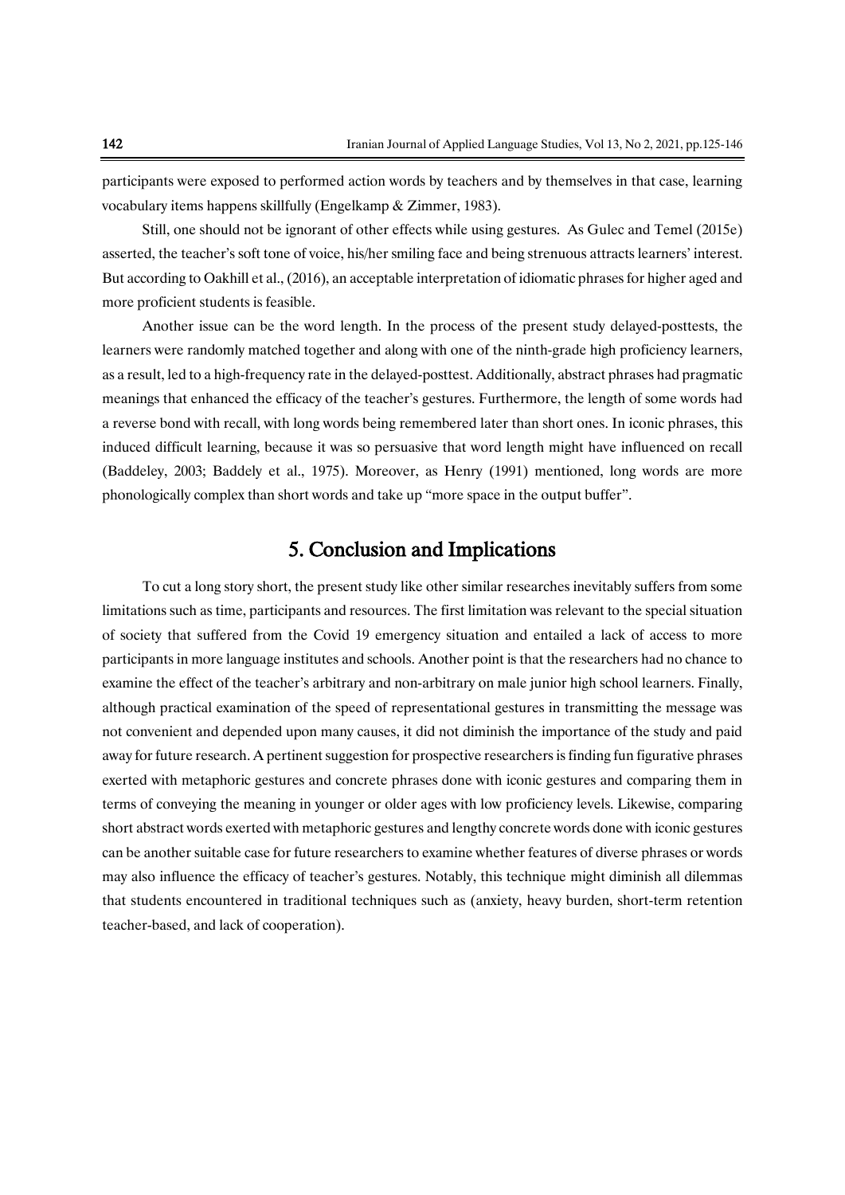participants were exposed to performed action words by teachers and by themselves in that case, learning vocabulary items happens skillfully (Engelkamp & Zimmer, 1983).

Still, one should not be ignorant of other effects while using gestures. As Gulec and Temel (2015e) asserted, the teacher's soft tone of voice, his/her smiling face and being strenuous attracts learners' interest. But according to Oakhill et al., (2016), an acceptable interpretation of idiomatic phrases for higher aged and more proficient students is feasible.

Another issue can be the word length. In the process of the present study delayed-posttests, the learners were randomly matched together and along with one of the ninth-grade high proficiency learners, as a result, led to a high-frequency rate in the delayed-posttest. Additionally, abstract phrases had pragmatic meanings that enhanced the efficacy of the teacher's gestures. Furthermore, the length of some words had a reverse bond with recall, with long words being remembered later than short ones. In iconic phrases, this induced difficult learning, because it was so persuasive that word length might have influenced on recall (Baddeley, 2003; Baddely et al., 1975). Moreover, as Henry (1991) mentioned, long words are more phonologically complex than short words and take up "more space in the output buffer".

## 5. Conclusion and Implications

To cut a long story short, the present study like other similar researches inevitably suffers from some limitations such as time, participants and resources. The first limitation was relevant to the special situation of society that suffered from the Covid 19 emergency situation and entailed a lack of access to more participants in more language institutes and schools. Another point is that the researchers had no chance to examine the effect of the teacher's arbitrary and non-arbitrary on male junior high school learners. Finally, although practical examination of the speed of representational gestures in transmitting the message was not convenient and depended upon many causes, it did not diminish the importance of the study and paid away for future research. A pertinent suggestion for prospective researchers is finding fun figurative phrases exerted with metaphoric gestures and concrete phrases done with iconic gestures and comparing them in terms of conveying the meaning in younger or older ages with low proficiency levels. Likewise, comparing short abstract words exerted with metaphoric gestures and lengthy concrete words done with iconic gestures can be another suitable case for future researchers to examine whether features of diverse phrases or words may also influence the efficacy of teacher's gestures. Notably, this technique might diminish all dilemmas that students encountered in traditional techniques such as (anxiety, heavy burden, short-term retention teacher-based, and lack of cooperation).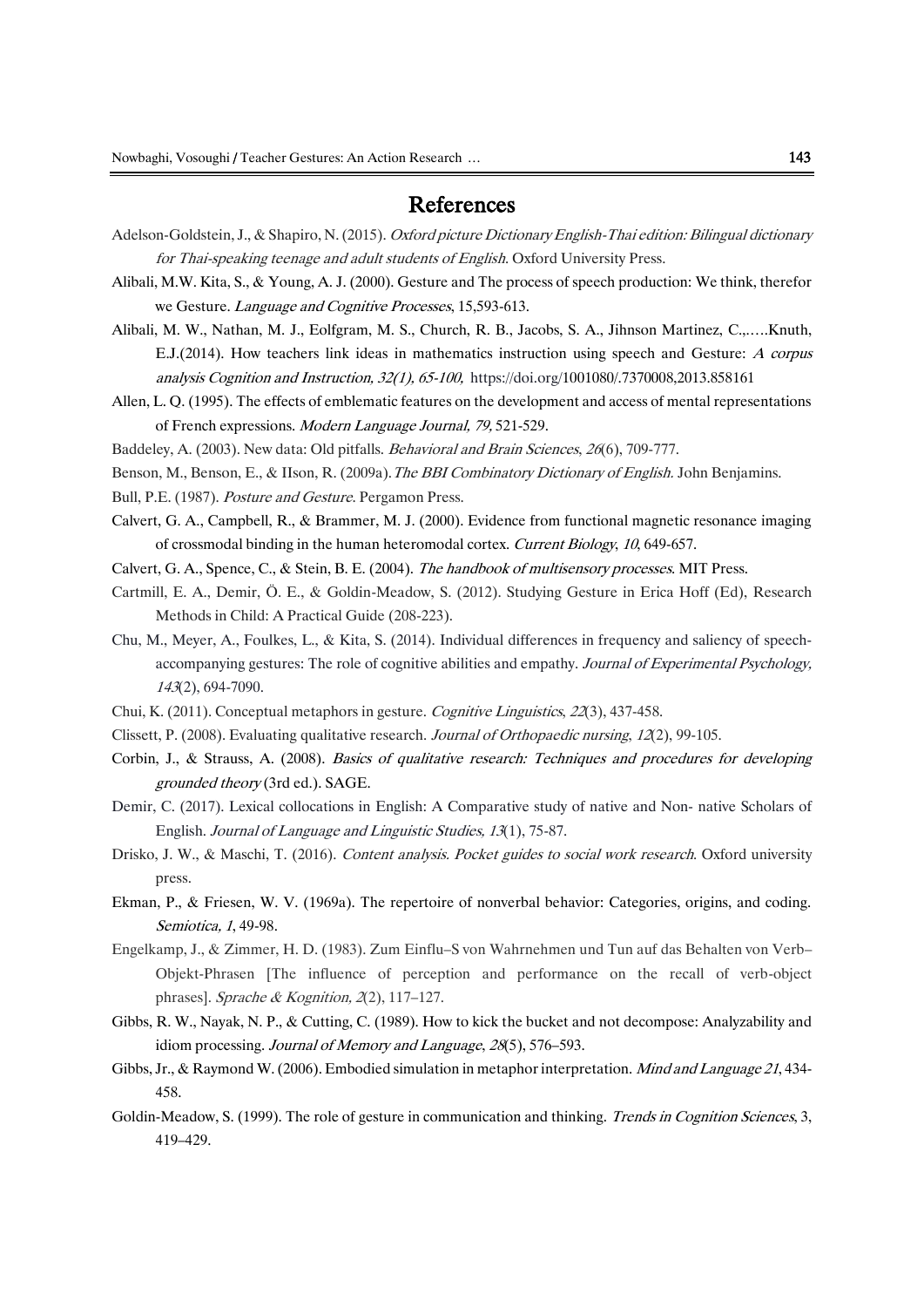# References

Adelson-Goldstein, J., & Shapiro, N. (2015). *Oxford picture Dictionary English-Thai edition: Bilingual dictionary for Thai-speaking teenage and adult students of English*. Oxford University Press.

Alibali, M.W. Kita, S., & Young, A. J. (2000). Gesture and The process of speech production: We think, therefor we Gesture. *Language and Cognitive Processes*, 15,593-613.

Alibali, M. W., Nathan, M. J., Eolfgram, M. S., Church, R. B., Jacobs, S. A., Jihnson Martinez, C.,…..Knuth, E.J.(2014). How teachers link ideas in mathematics instruction using speech and Gesture: *A corpus analysis Cognition and Instruction, 32(1), 65-100,* https://doi.org/1001080/.7370008,2013.858161

Allen, L. Q. (1995). The effects of emblematic features on the development and access of mental representations of French expressions. *Modern Language Journal, 79,* 521-529.

Baddeley, A. (2003). New data: Old pitfalls. *Behavioral and Brain Sciences*, *26*(6), 709-777.

Benson, M., Benson, E., & IIson, R. (2009a). *The BBI Combinatory Dictionary of English*. John Benjamins.

Bull, P.E. (1987). *Posture and Gesture*. Pergamon Press.

Calvert, G. A., Campbell, R., & Brammer, M. J. (2000). Evidence from functional magnetic resonance imaging of crossmodal binding in the human heteromodal cortex. *Current Biology*, *10*, 649-657.

Calvert, G. A., Spence, C., & Stein, B. E. (2004). *The handbook of multisensory processes*. MIT Press.

Cartmill, E. A., Demir, Ö. E., & Goldin-Meadow, S. (2012). Studying Gesture in Erica Hoff (Ed), Research Methods in Child: A Practical Guide (208-223).

Chu, M., Meyer, A., Foulkes, L., & Kita, S. (2014). Individual differences in frequency and saliency of speech-accompanying gestures: The role of cognitive abilities and empathy. *Journal of Experimental Psychology, 143*(2), 694-7090.

Chui, K. (2011). Conceptual metaphors in gesture. *Cognitive Linguistics*, *22*(3), 437-458.

Clissett, P. (2008). Evaluating qualitative research. *Journal of Orthopaedic nursing*, *12*(2), 99-105.

Corbin, J., & Strauss, A. (2008). *Basics of qualitative research: Techniques and procedures for developing grounded theory* (3rd ed.). SAGE.

Demir, C. (2017). Lexical collocations in English: A Comparative study of native and Non- native Scholars of English. *Journal of Language and Linguistic Studies, 13*(1), 75-87.

Drisko, J. W., & Maschi, T. (2016). *Content analysis. Pocket guides to social work research*. Oxford university press.

Ekman, P., & Friesen, W. V. (1969a). The repertoire of nonverbal behavior: Categories, origins, and coding. *Semiotica, 1*, 49-98.

Engelkamp, J., & Zimmer, H. D. (1983). Zum Einflu–S von Wahrnehmen und Tun auf das Behalten von Verb–Objekt-Phrasen [The influence of perception and performance on the recall of verb-object phrases]. *Sprache & Kognition, 2*(2), 117–127.

Gibbs, R. W., Nayak, N. P., & Cutting, C. (1989). How to kick the bucket and not decompose: Analyzability and idiom processing. *Journal of Memory and Language*, *28*(5), 576–593.

Gibbs, Jr., & Raymond W. (2006). Embodied simulation in metaphor interpretation. *Mind and Language 21*, 434-458.

Goldin-Meadow, S. (1999). The role of gesture in communication and thinking. *Trends in Cognition Sciences*, 3, 419–429.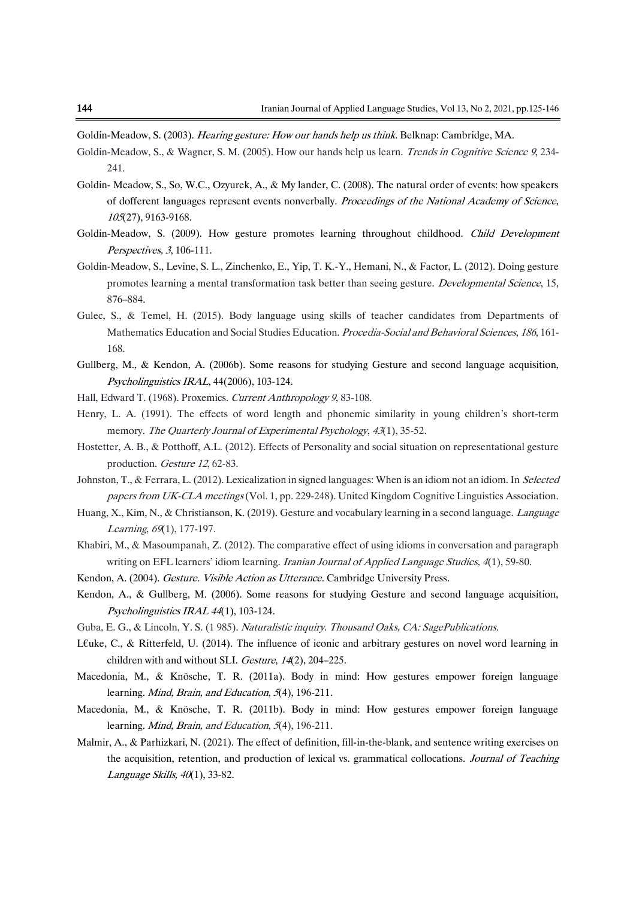Goldin-Meadow, S. (2003). *Hearing gesture: How our hands help us think*. Belknap: Cambridge, MA.

Goldin-Meadow, S., & Wagner, S. M. (2005). How our hands help us learn. *Trends in Cognitive Science 9*, 234-241.

Goldin- Meadow, S., So, W.C., Ozyurek, A., & My lander, C. (2008). The natural order of events: how speakers of dofferent languages represent events nonverbally. *Proceedings of the National Academy of Science*, *105*(27), 9163-9168.

Goldin-Meadow, S. (2009). How gesture promotes learning throughout childhood. *Child Development Perspectives, 3*, 106-111.

Goldin-Meadow, S., Levine, S. L., Zinchenko, E., Yip, T. K.-Y., Hemani, N., & Factor, L. (2012). Doing gesture promotes learning a mental transformation task better than seeing gesture. *Developmental Science*, 15, 876–884.

Gulec, S., & Temel, H. (2015). Body language using skills of teacher candidates from Departments of Mathematics Education and Social Studies Education. *Procedia-Social and Behavioral Sciences*, *186*, 161-168.

Gullberg, M., & Kendon, A. (2006b). Some reasons for studying Gesture and second language acquisition, *Psycholinguistics IRAL*, 44(2006), 103-124.

Hall, Edward T. (1968). Proxemics. *Current Anthropology 9*, 83-108.

Henry, L. A. (1991). The effects of word length and phonemic similarity in young children's short-term memory. *The Quarterly Journal of Experimental Psychology*, *43*(1), 35-52.

Hostetter, A. B., & Potthoff, A.L. (2012). Effects of Personality and social situation on representational gesture production. *Gesture 12*, 62-83.

Johnston, T., & Ferrara, L. (2012). Lexicalization in signed languages: When is an idiom not an idiom. In *Selected papers from UK-CLA meetings* (Vol. 1, pp. 229-248). United Kingdom Cognitive Linguistics Association.

Huang, X., Kim, N., & Christianson, K. (2019). Gesture and vocabulary learning in a second language. *Language Learning*, *69*(1), 177-197.

Khabiri, M., & Masoumpanah, Z. (2012). The comparative effect of using idioms in conversation and paragraph writing on EFL learners' idiom learning. *Iranian Journal of Applied Language Studies, 4*(1), 59-80.

Kendon, A. (2004). *Gesture. Visible Action as Utterance*. Cambridge University Press.

Kendon, A., & Gullberg, M. (2006). Some reasons for studying Gesture and second language acquisition, *Psycholinguistics IRAL 44*(1), 103-124.

Guba, E. G., & Lincoln, Y. S. (1 985). *Naturalistic inquiry. Thousand Oaks, CA: SagePublications*.

L€uke, C., & Ritterfeld, U. (2014). The influence of iconic and arbitrary gestures on novel word learning in children with and without SLI. *Gesture*, *14*(2), 204–225.

Macedonia, M., & Knösche, T. R. (2011a). Body in mind: How gestures empower foreign language learning. *Mind, Brain, and Education*, *5*(4), 196-211.

Macedonia, M., & Knösche, T. R. (2011b). Body in mind: How gestures empower foreign language learning. *Mind, Brain, and Education*, *5*(4), 196-211.

Malmir, A., & Parhizkari, N. (2021). The effect of definition, fill-in-the-blank, and sentence writing exercises on the acquisition, retention, and production of lexical vs. grammatical collocations. *Journal of Teaching Language Skills, 40*(1), 33-82.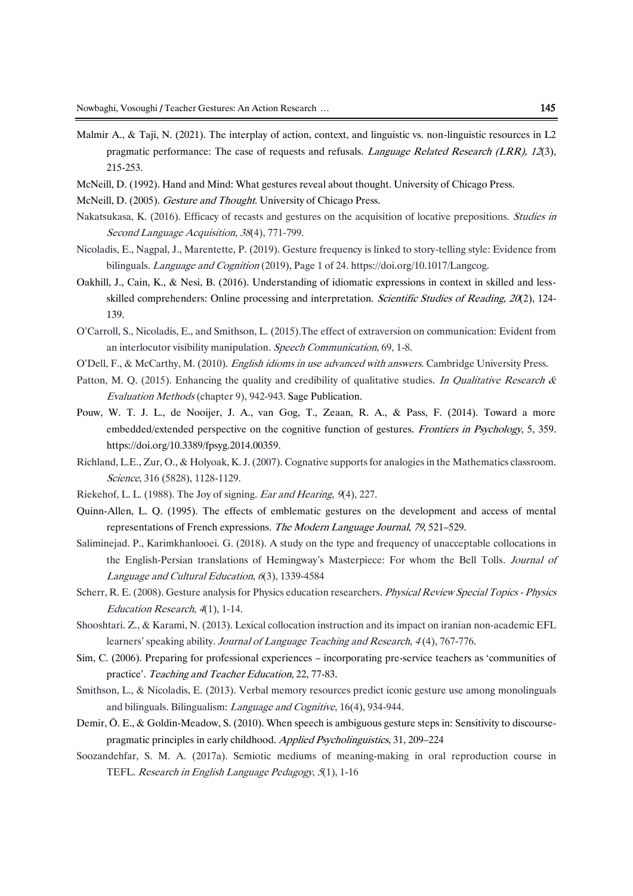Malmir A., & Taji, N. (2021). The interplay of action, context, and linguistic vs. non-linguistic resources in L2 pragmatic performance: The case of requests and refusals. *Language Related Research (LRR), 12*(3), 215-253.

McNeill, D. (1992). Hand and Mind: What gestures reveal about thought. University of Chicago Press.

McNeill, D. (2005). *Gesture and Thought*. University of Chicago Press.

Nakatsukasa, K. (2016). Efficacy of recasts and gestures on the acquisition of locative prepositions. *Studies in Second Language Acquisition*, *38*(4), 771-799.

Nicoladis, E., Nagpal, J., Marentette, P. (2019). Gesture frequency is linked to story-telling style: Evidence from bilinguals. *Language and Cognition* (2019), Page 1 of 24. https://doi.org/10.1017/Langcog.

Oakhill, J., Cain, K., & Nesi, B. (2016). Understanding of idiomatic expressions in context in skilled and less-skilled comprehenders: Online processing and interpretation. *Scientific Studies of Reading, 20*(2), 124-139.

O'Carroll, S., Nicoladis, E., and Smithson, L. (2015).The effect of extraversion on communication: Evident from an interlocutor visibility manipulation. *Speech Communication*, 69, 1-8.

O'Dell, F., & McCarthy, M. (2010). *English idioms in use advanced with answers*. Cambridge University Press.

Patton, M. Q. (2015). Enhancing the quality and credibility of qualitative studies. *In Qualitative Research & Evaluation Methods* (chapter 9), 942-943. Sage Publication.

Pouw, W. T. J. L., de Nooijer, J. A., van Gog, T., Zeaan, R. A., & Pass, F. (2014). Toward a more embedded/extended perspective on the cognitive function of gestures. *Frontiers in Psychology*, 5, 359. https://doi.org/10.3389/fpsyg.2014.00359.

Richland, L.E., Zur, O., & Holyoak, K. J. (2007). Cognative supports for analogies in the Mathematics classroom. *Science*, 316 (5828), 1128-1129.

Riekehof, L. L. (1988). The Joy of signing. *Ear and Hearing*, *9*(4), 227.

Quinn-Allen, L. Q. (1995). The effects of emblematic gestures on the development and access of mental representations of French expressions. *The Modern Language Journal*, *79*, 521–529.

Saliminejad. P., Karimkhanlooei. G. (2018). A study on the type and frequency of unacceptable collocations in the English-Persian translations of Hemingway's Masterpiece: For whom the Bell Tolls. *Journal of Language and Cultural Education*, *6*(3), 1339-4584

Scherr, R. E. (2008). Gesture analysis for Physics education researchers. *Physical Review Special Topics - Physics Education Research*, *4*(1), 1-14.

Shooshtari. Z., & Karami, N. (2013). Lexical collocation instruction and its impact on iranian non-academic EFL learners' speaking ability. *Journal of Language Teaching and Research*, *4* (4), 767-776.

Sim, C. (2006). Preparing for professional experiences – incorporating pre-service teachers as 'communities of practice'. *Teaching and Teacher Education*, 22, 77-83.

Smithson, L., & Nicoladis, E. (2013). Verbal memory resources predict iconic gesture use among monolinguals and bilinguals. Bilingualism: *Language and Cognitive*, 16(4), 934-944.

Demir, Ö. E., & Goldin-Meadow, S. (2010). When speech is ambiguous gesture steps in: Sensitivity to discourse-pragmatic principles in early childhood. *Applied Psycholinguistics*, 31, 209–224

Soozandehfar, S. M. A. (2017a). Semiotic mediums of meaning-making in oral reproduction course in TEFL. *Research in English Language Pedagogy*, *5*(1), 1-16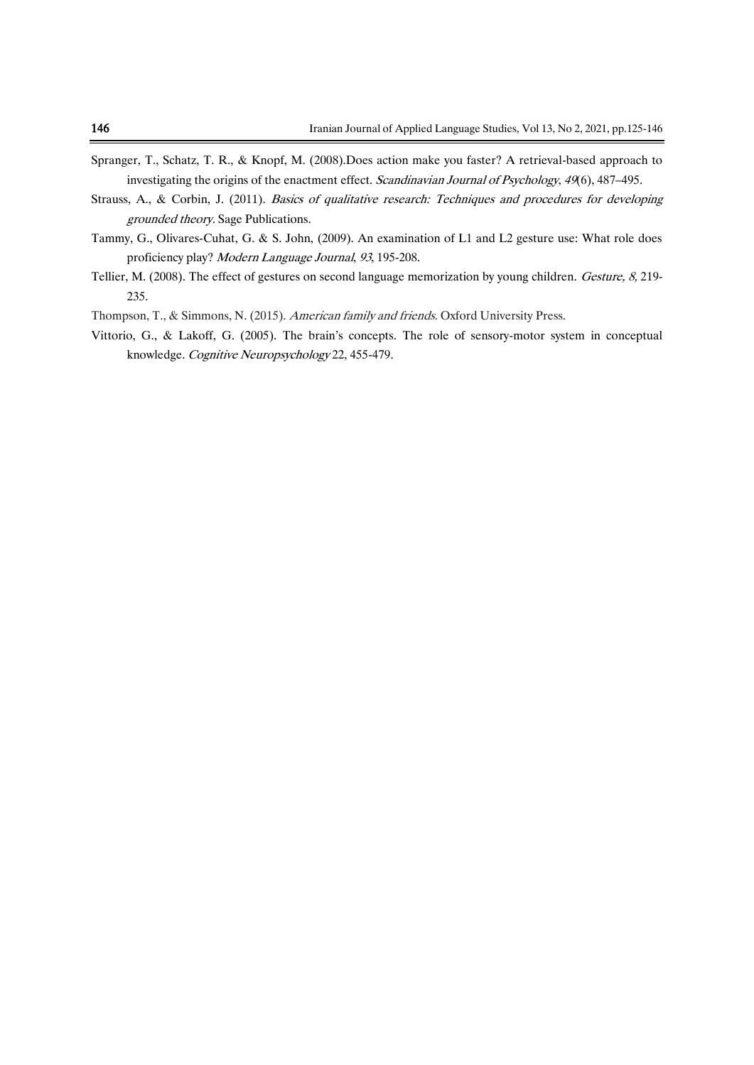Spranger, T., Schatz, T. R., & Knopf, M. (2008).Does action make you faster? A retrieval-based approach to investigating the origins of the enactment effect. *Scandinavian Journal of Psychology*, *49*(6), 487–495.

Strauss, A., & Corbin, J. (2011). *Basics of qualitative research: Techniques and procedures for developing grounded theory.* Sage Publications.

Tammy, G., Olivares-Cuhat, G. & S. John, (2009). An examination of L1 and L2 gesture use: What role does proficiency play? *Modern Language Journal*, *93*, 195-208.

Tellier, M. (2008). The effect of gestures on second language memorization by young children. *Gesture, 8,* 219-235.

Thompson, T., & Simmons, N. (2015). *American family and friends.* Oxford University Press.

Vittorio, G., & Lakoff, G. (2005). The brain's concepts. The role of sensory-motor system in conceptual knowledge. *Cognitive Neuropsychology* 22, 455-479.